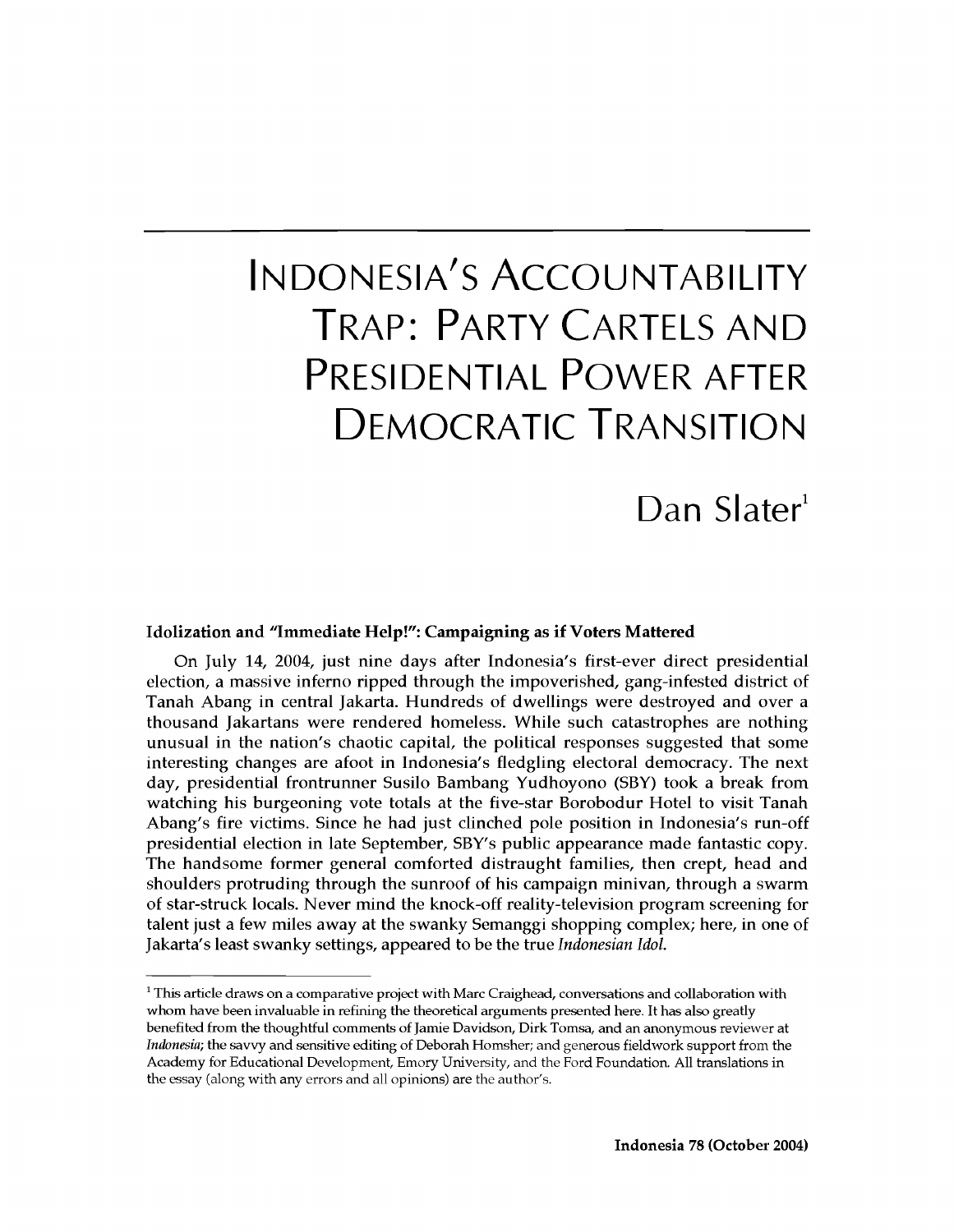# Indonesia's Accountability Trap: Party Cartels and Presidential Power after Democratic Transition

## Dan Slater[1]

### Idolization and "Immediate Help!": Campaigning as if Voters Mattered

On July 14, 2004, just nine days after Indonesia's first-ever direct presidential election, a massive inferno ripped through the impoverished, gang-infested district of Tanah Abang in central Jakarta. Hundreds of dwellings were destroyed and over a thousand Jakartans were rendered homeless. While such catastrophes are nothing unusual in the nation's chaotic capital, the political responses suggested that some interesting changes are afoot in Indonesia's fledgling electoral democracy. The next day, presidential frontrunner Susilo Bambang Yudhoyono (SBY) took a break from watching his burgeoning vote totals at the five-star Borobodur Hotel to visit Tanah Abang's fire victims. Since he had just clinched pole position in Indonesia's run-off presidential election in late September, SBY's public appearance made fantastic copy. The handsome former general comforted distraught families, then crept, head and shoulders protruding through the sunroof of his campaign minivan, through a swarm of star-struck locals. Never mind the knock-off reality-television program screening for talent just a few miles away at the swanky Semanggi shopping complex; here, in one of Jakarta's least swanky settings, appeared to be the true *Indonesian Idol.*

---

[1] This article draws on a comparative project with Marc Craighead, conversations and collaboration with whom have been invaluable in refining the theoretical arguments presented here. It has also greatly benefited from the thoughtful comments of Jamie Davidson, Dirk Tomsa, and an anonymous reviewer at *Indonesia*; the savvy and sensitive editing of Deborah Homsher; and generous fieldwork support from the Academy for Educational Development, Emory University, and the Ford Foundation. All translations in the essay (along with any errors and all opinions) are the author's.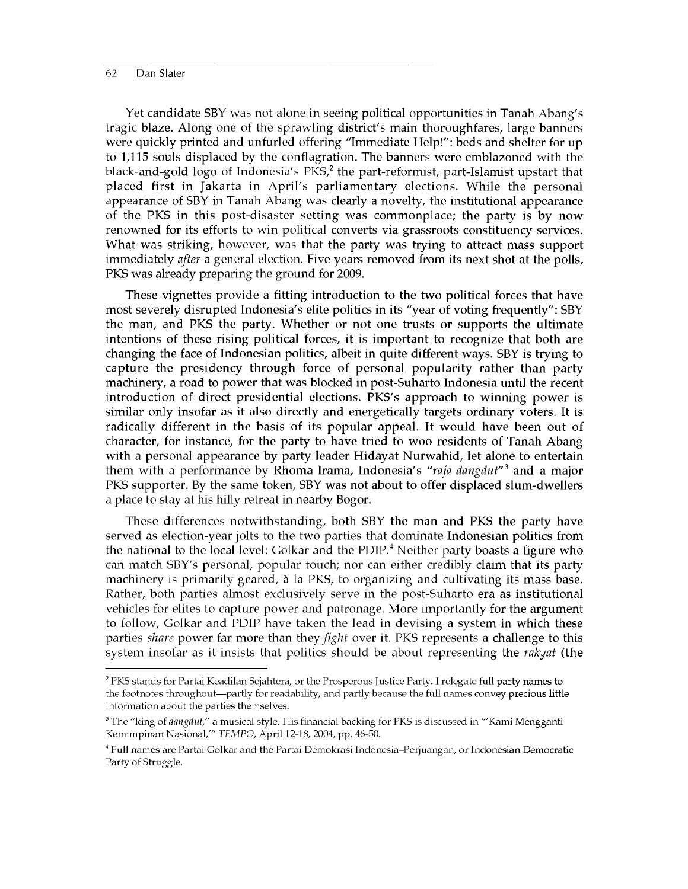Yet candidate SBY was not alone in seeing political opportunities in Tanah Abang's tragic blaze. Along one of the sprawling district's main thoroughfares, large banners were quickly printed and unfurled offering "Immediate Help!": beds and shelter for up to 1,115 souls displaced by the conflagration. The banners were emblazoned with the black-and-gold logo of Indonesia's PKS,[2] the part-reformist, part-Islamist upstart that placed first in Jakarta in April's parliamentary elections. While the personal appearance of SBY in Tanah Abang was clearly a novelty, the institutional appearance of the PKS in this post-disaster setting was commonplace; the party is by now renowned for its efforts to win political converts via grassroots constituency services. What was striking, however, was that the party was trying to attract mass support immediately *after* a general election. Five years removed from its next shot at the polls, PKS was already preparing the ground for 2009.

These vignettes provide a fitting introduction to the two political forces that have most severely disrupted Indonesia's elite politics in its "year of voting frequently": SBY the man, and PKS the party. Whether or not one trusts or supports the ultimate intentions of these rising political forces, it is important to recognize that both are changing the face of Indonesian politics, albeit in quite different ways. SBY is trying to capture the presidency through force of personal popularity rather than party machinery, a road to power that was blocked in post-Suharto Indonesia until the recent introduction of direct presidential elections. PKS's approach to winning power is similar only insofar as it also directly and energetically targets ordinary voters. It is radically different in the basis of its popular appeal. It would have been out of character, for instance, for the party to have tried to woo residents of Tanah Abang with a personal appearance by party leader Hidayat Nurwahid, let alone to entertain them with a performance by Rhoma Irama, Indonesia's "*raja dangdut*"[3] and a major PKS supporter. By the same token, SBY was not about to offer displaced slum-dwellers a place to stay at his hilly retreat in nearby Bogor.

These differences notwithstanding, both SBY the man and PKS the party have served as election-year jolts to the two parties that dominate Indonesian politics from the national to the local level: Golkar and the PDIP.[4] Neither party boasts a figure who can match SBY's personal, popular touch; nor can either credibly claim that its party machinery is primarily geared, à la PKS, to organizing and cultivating its mass base. Rather, both parties almost exclusively serve in the post-Suharto era as institutional vehicles for elites to capture power and patronage. More importantly for the argument to follow, Golkar and PDIP have taken the lead in devising a system in which these parties *share* power far more than they *fight* over it. PKS represents a challenge to this system insofar as it insists that politics should be about representing the *rakyat* (the

---

[2] PKS stands for Partai Keadilan Sejahtera, or the Prosperous Justice Party. I relegate full party names to the footnotes throughout—partly for readability, and partly because the full names convey precious little information about the parties themselves.

[3] The "king of *dangdut*," a musical style. His financial backing for PKS is discussed in "'Kami Mengganti Kemimpinan Nasional,'" *TEMPO*, April 12-18, 2004, pp. 46-50.

[4] Full names are Partai Golkar and the Partai Demokrasi Indonesia–Perjuangan, or Indonesian Democratic Party of Struggle.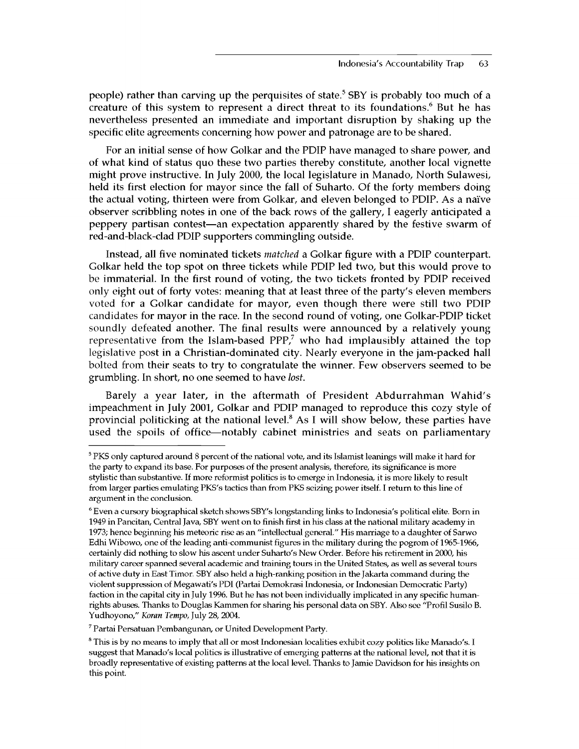people) rather than carving up the perquisites of state.[5] SBY is probably too much of a creature of this system to represent a direct threat to its foundations.[6] But he has nevertheless presented an immediate and important disruption by shaking up the specific elite agreements concerning how power and patronage are to be shared.

For an initial sense of how Golkar and the PDIP have managed to share power, and of what kind of status quo these two parties thereby constitute, another local vignette might prove instructive. In July 2000, the local legislature in Manado, North Sulawesi, held its first election for mayor since the fall of Suharto. Of the forty members doing the actual voting, thirteen were from Golkar, and eleven belonged to PDIP. As a naïve observer scribbling notes in one of the back rows of the gallery, I eagerly anticipated a peppery partisan contest—an expectation apparently shared by the festive swarm of red-and-black-clad PDIP supporters commingling outside.

Instead, all five nominated tickets *matched* a Golkar figure with a PDIP counterpart. Golkar held the top spot on three tickets while PDIP led two, but this would prove to be immaterial. In the first round of voting, the two tickets fronted by PDIP received only eight out of forty votes: meaning that at least three of the party's eleven members voted for a Golkar candidate for mayor, even though there were still two PDIP candidates for mayor in the race. In the second round of voting, one Golkar-PDIP ticket soundly defeated another. The final results were announced by a relatively young representative from the Islam-based PPP,[7] who had implausibly attained the top legislative post in a Christian-dominated city. Nearly everyone in the jam-packed hall bolted from their seats to try to congratulate the winner. Few observers seemed to be grumbling. In short, no one seemed to have *lost*.

Barely a year later, in the aftermath of President Abdurrahman Wahid's impeachment in July 2001, Golkar and PDIP managed to reproduce this cozy style of provincial politicking at the national level.[8] As I will show below, these parties have used the spoils of office—notably cabinet ministries and seats on parliamentary

---

[5] PKS only captured around 8 percent of the national vote, and its Islamist leanings will make it hard for the party to expand its base. For purposes of the present analysis, therefore, its significance is more stylistic than substantive. If more reformist politics is to emerge in Indonesia, it is more likely to result from larger parties emulating PKS's tactics than from PKS seizing power itself. I return to this line of argument in the conclusion.

[6] Even a cursory biographical sketch shows SBY's longstanding links to Indonesia's political elite. Born in 1949 in Pancitan, Central Java, SBY went on to finish first in his class at the national military academy in 1973; hence beginning his meteoric rise as an "intellectual general." His marriage to a daughter of Sarwo Edhi Wibowo, one of the leading anti-communist figures in the military during the pogrom of 1965-1966, certainly did nothing to slow his ascent under Suharto's New Order. Before his retirement in 2000, his military career spanned several academic and training tours in the United States, as well as several tours of active duty in East Timor. SBY also held a high-ranking position in the Jakarta command during the violent suppression of Megawati's PDI (Partai Demokrasi Indonesia, or Indonesian Democratic Party) faction in the capital city in July 1996. But he has not been individually implicated in any specific human-rights abuses. Thanks to Douglas Kammen for sharing his personal data on SBY. Also see "Profil Susilo B. Yudhoyono," *Koran Tempo*, July 28, 2004.

[7] Partai Persatuan Pembangunan, or United Development Party.

[8] This is by no means to imply that all or most Indonesian localities exhibit cozy politics like Manado's. I suggest that Manado's local politics is illustrative of emerging patterns at the national level, not that it is broadly representative of existing patterns at the local level. Thanks to Jamie Davidson for his insights on this point.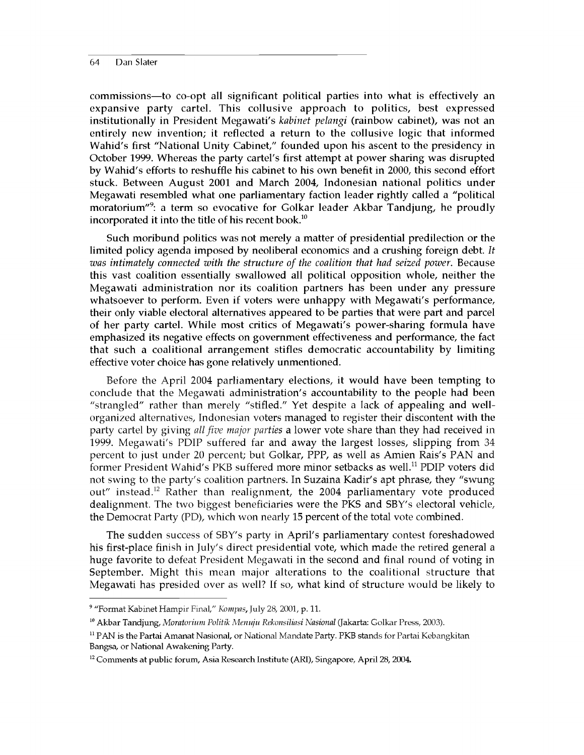commissions—to co-opt all significant political parties into what is effectively an expansive party cartel. This collusive approach to politics, best expressed institutionally in President Megawati's *kabinet pelangi* (rainbow cabinet), was not an entirely new invention; it reflected a return to the collusive logic that informed Wahid's first "National Unity Cabinet," founded upon his ascent to the presidency in October 1999. Whereas the party cartel's first attempt at power sharing was disrupted by Wahid's efforts to reshuffle his cabinet to his own benefit in 2000, this second effort stuck. Between August 2001 and March 2004, Indonesian national politics under Megawati resembled what one parliamentary faction leader rightly called a "political moratorium"[9]: a term so evocative for Golkar leader Akbar Tandjung, he proudly incorporated it into the title of his recent book.[10]

Such moribund politics was not merely a matter of presidential predilection or the limited policy agenda imposed by neoliberal economics and a crushing foreign debt. *It was intimately connected with the structure of the coalition that had seized power.* Because this vast coalition essentially swallowed all political opposition whole, neither the Megawati administration nor its coalition partners has been under any pressure whatsoever to perform. Even if voters were unhappy with Megawati's performance, their only viable electoral alternatives appeared to be parties that were part and parcel of her party cartel. While most critics of Megawati's power-sharing formula have emphasized its negative effects on government effectiveness and performance, the fact that such a coalitional arrangement stifles democratic accountability by limiting effective voter choice has gone relatively unmentioned.

Before the April 2004 parliamentary elections, it would have been tempting to conclude that the Megawati administration's accountability to the people had been "strangled" rather than merely "stifled." Yet despite a lack of appealing and well-organized alternatives, Indonesian voters managed to register their discontent with the party cartel by giving *all five major parties* a lower vote share than they had received in 1999. Megawati's PDIP suffered far and away the largest losses, slipping from 34 percent to just under 20 percent; but Golkar, PPP, as well as Amien Rais's PAN and former President Wahid's PKB suffered more minor setbacks as well.[11] PDIP voters did not swing to the party's coalition partners. In Suzaina Kadir's apt phrase, they "swung out" instead.[12] Rather than realignment, the 2004 parliamentary vote produced dealignment. The two biggest beneficiaries were the PKS and SBY's electoral vehicle, the Democrat Party (PD), which won nearly 15 percent of the total vote combined.

The sudden success of SBY's party in April's parliamentary contest foreshadowed his first-place finish in July's direct presidential vote, which made the retired general a huge favorite to defeat President Megawati in the second and final round of voting in September. Might this mean major alterations to the coalitional structure that Megawati has presided over as well? If so, what kind of structure would be likely to

---

[9] "Format Kabinet Hampir Final," *Kompas*, July 28, 2001, p. 11.

[10] Akbar Tandjung, *Moratorium Politik Menuju Rekonsiliasi Nasional* (Jakarta: Golkar Press, 2003).

[11] PAN is the Partai Amanat Nasional, or National Mandate Party. PKB stands for Partai Kebangkitan Bangsa, or National Awakening Party.

[12] Comments at public forum, Asia Research Institute (ARI), Singapore, April 28, 2004.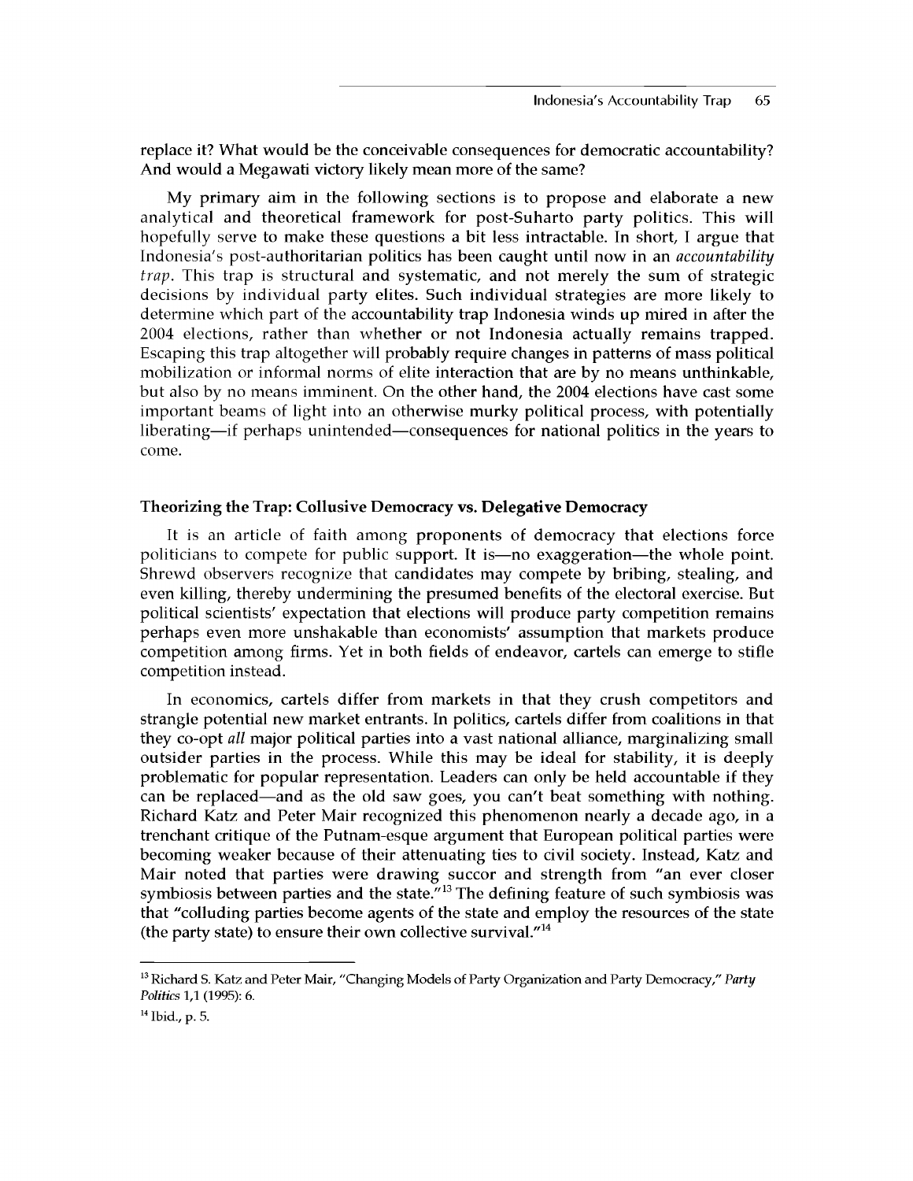replace it? What would be the conceivable consequences for democratic accountability? And would a Megawati victory likely mean more of the same?

My primary aim in the following sections is to propose and elaborate a new analytical and theoretical framework for post-Suharto party politics. This will hopefully serve to make these questions a bit less intractable. In short, I argue that Indonesia's post-authoritarian politics has been caught until now in an *accountability trap*. This trap is structural and systematic, and not merely the sum of strategic decisions by individual party elites. Such individual strategies are more likely to determine which part of the accountability trap Indonesia winds up mired in after the 2004 elections, rather than whether or not Indonesia actually remains trapped. Escaping this trap altogether will probably require changes in patterns of mass political mobilization or informal norms of elite interaction that are by no means unthinkable, but also by no means imminent. On the other hand, the 2004 elections have cast some important beams of light into an otherwise murky political process, with potentially liberating—if perhaps unintended—consequences for national politics in the years to come.

## Theorizing the Trap: Collusive Democracy vs. Delegative Democracy

It is an article of faith among proponents of democracy that elections force politicians to compete for public support. It is—no exaggeration—the whole point. Shrewd observers recognize that candidates may compete by bribing, stealing, and even killing, thereby undermining the presumed benefits of the electoral exercise. But political scientists' expectation that elections will produce party competition remains perhaps even more unshakable than economists' assumption that markets produce competition among firms. Yet in both fields of endeavor, cartels can emerge to stifle competition instead.

In economics, cartels differ from markets in that they crush competitors and strangle potential new market entrants. In politics, cartels differ from coalitions in that they co-opt *all* major political parties into a vast national alliance, marginalizing small outsider parties in the process. While this may be ideal for stability, it is deeply problematic for popular representation. Leaders can only be held accountable if they can be replaced—and as the old saw goes, you can't beat something with nothing. Richard Katz and Peter Mair recognized this phenomenon nearly a decade ago, in a trenchant critique of the Putnam-esque argument that European political parties were becoming weaker because of their attenuating ties to civil society. Instead, Katz and Mair noted that parties were drawing succor and strength from "an ever closer symbiosis between parties and the state."[13] The defining feature of such symbiosis was that "colluding parties become agents of the state and employ the resources of the state (the party state) to ensure their own collective survival."[14]

---

[13] Richard S. Katz and Peter Mair, "Changing Models of Party Organization and Party Democracy," *Party Politics* 1,1 (1995): 6.

[14] Ibid., p. 5.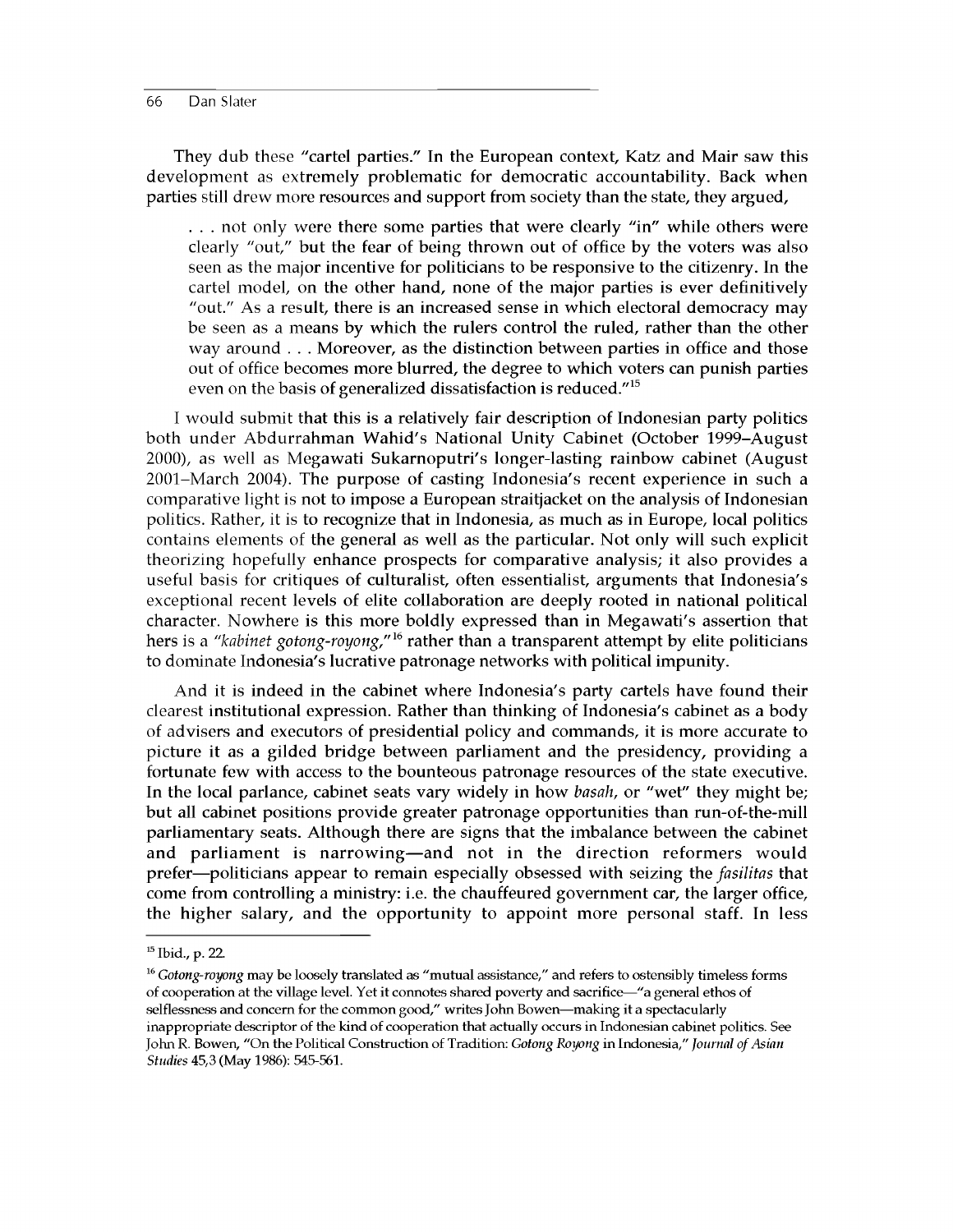They dub these "cartel parties." In the European context, Katz and Mair saw this development as extremely problematic for democratic accountability. Back when parties still drew more resources and support from society than the state, they argued,

> . . . not only were there some parties that were clearly "in" while others were clearly "out," but the fear of being thrown out of office by the voters was also seen as the major incentive for politicians to be responsive to the citizenry. In the cartel model, on the other hand, none of the major parties is ever definitively "out." As a result, there is an increased sense in which electoral democracy may be seen as a means by which the rulers control the ruled, rather than the other way around . . . Moreover, as the distinction between parties in office and those out of office becomes more blurred, the degree to which voters can punish parties even on the basis of generalized dissatisfaction is reduced."[15]

I would submit that this is a relatively fair description of Indonesian party politics both under Abdurrahman Wahid's National Unity Cabinet (October 1999–August 2000), as well as Megawati Sukarnoputri's longer-lasting rainbow cabinet (August 2001–March 2004). The purpose of casting Indonesia's recent experience in such a comparative light is not to impose a European straitjacket on the analysis of Indonesian politics. Rather, it is to recognize that in Indonesia, as much as in Europe, local politics contains elements of the general as well as the particular. Not only will such explicit theorizing hopefully enhance prospects for comparative analysis; it also provides a useful basis for critiques of culturalist, often essentialist, arguments that Indonesia's exceptional recent levels of elite collaboration are deeply rooted in national political character. Nowhere is this more boldly expressed than in Megawati's assertion that hers is a *"kabinet gotong-royong,"*[16] rather than a transparent attempt by elite politicians to dominate Indonesia's lucrative patronage networks with political impunity.

And it is indeed in the cabinet where Indonesia's party cartels have found their clearest institutional expression. Rather than thinking of Indonesia's cabinet as a body of advisers and executors of presidential policy and commands, it is more accurate to picture it as a gilded bridge between parliament and the presidency, providing a fortunate few with access to the bounteous patronage resources of the state executive. In the local parlance, cabinet seats vary widely in how *basah*, or "wet" they might be; but all cabinet positions provide greater patronage opportunities than run-of-the-mill parliamentary seats. Although there are signs that the imbalance between the cabinet and parliament is narrowing—and not in the direction reformers would prefer—politicians appear to remain especially obsessed with seizing the *fasilitas* that come from controlling a ministry: i.e. the chauffeured government car, the larger office, the higher salary, and the opportunity to appoint more personal staff. In less

---

[15] Ibid., p. 22.

[16] *Gotong-royong* may be loosely translated as "mutual assistance," and refers to ostensibly timeless forms of cooperation at the village level. Yet it connotes shared poverty and sacrifice—"a general ethos of selflessness and concern for the common good," writes John Bowen—making it a spectacularly inappropriate descriptor of the kind of cooperation that actually occurs in Indonesian cabinet politics. See John R. Bowen, "On the Political Construction of Tradition: *Gotong Royong* in Indonesia," *Journal of Asian Studies* 45,3 (May 1986): 545-561.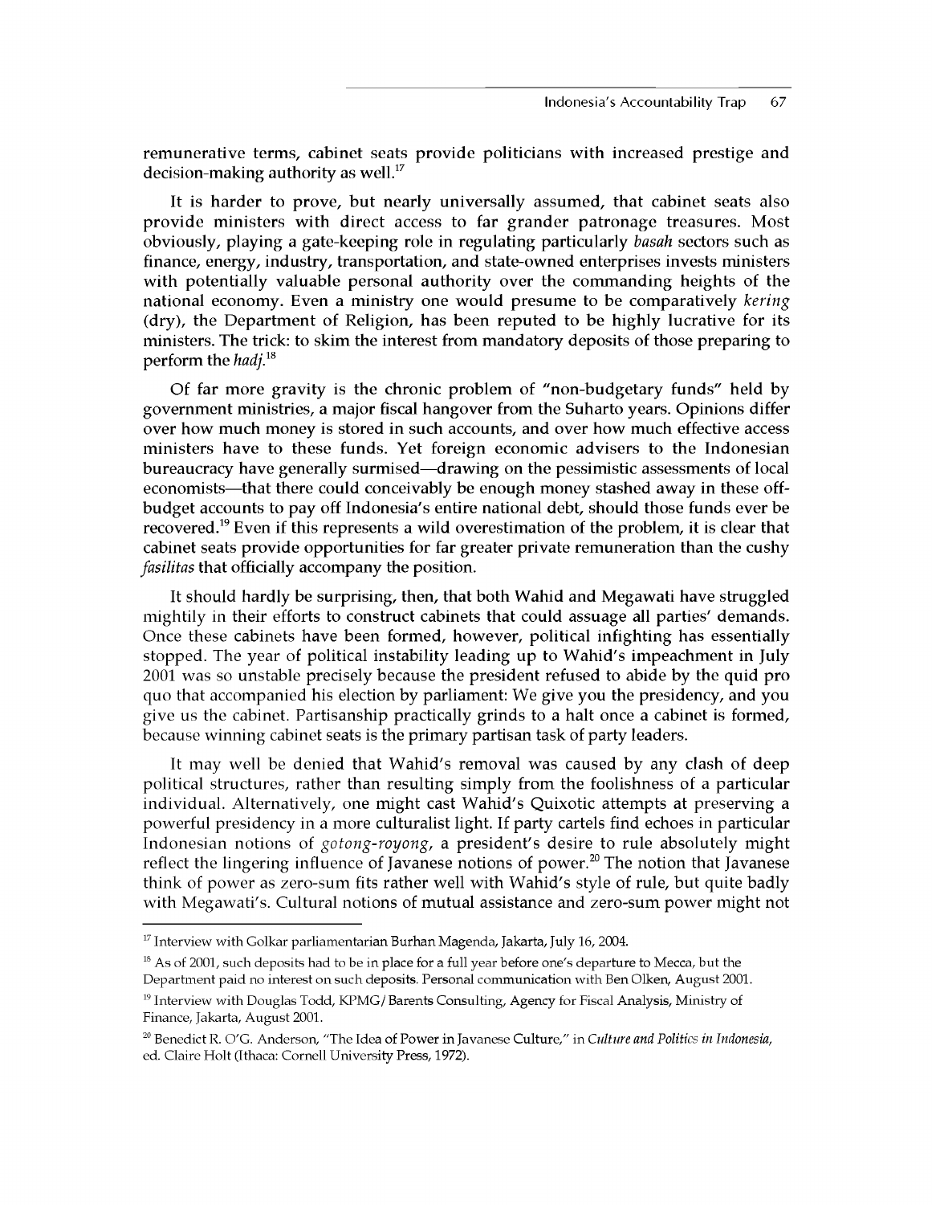remunerative terms, cabinet seats provide politicians with increased prestige and decision-making authority as well.[17]

It is harder to prove, but nearly universally assumed, that cabinet seats also provide ministers with direct access to far grander patronage treasures. Most obviously, playing a gate-keeping role in regulating particularly *basah* sectors such as finance, energy, industry, transportation, and state-owned enterprises invests ministers with potentially valuable personal authority over the commanding heights of the national economy. Even a ministry one would presume to be comparatively *kering* (dry), the Department of Religion, has been reputed to be highly lucrative for its ministers. The trick: to skim the interest from mandatory deposits of those preparing to perform the *hadj*.[18]

Of far more gravity is the chronic problem of "non-budgetary funds" held by government ministries, a major fiscal hangover from the Suharto years. Opinions differ over how much money is stored in such accounts, and over how much effective access ministers have to these funds. Yet foreign economic advisers to the Indonesian bureaucracy have generally surmised—drawing on the pessimistic assessments of local economists—that there could conceivably be enough money stashed away in these off-budget accounts to pay off Indonesia's entire national debt, should those funds ever be recovered.[19] Even if this represents a wild overestimation of the problem, it is clear that cabinet seats provide opportunities for far greater private remuneration than the cushy *fasilitas* that officially accompany the position.

It should hardly be surprising, then, that both Wahid and Megawati have struggled mightily in their efforts to construct cabinets that could assuage all parties' demands. Once these cabinets have been formed, however, political infighting has essentially stopped. The year of political instability leading up to Wahid's impeachment in July 2001 was so unstable precisely because the president refused to abide by the quid pro quo that accompanied his election by parliament: We give you the presidency, and you give us the cabinet. Partisanship practically grinds to a halt once a cabinet is formed, because winning cabinet seats is the primary partisan task of party leaders.

It may well be denied that Wahid's removal was caused by any clash of deep political structures, rather than resulting simply from the foolishness of a particular individual. Alternatively, one might cast Wahid's Quixotic attempts at preserving a powerful presidency in a more culturalist light. If party cartels find echoes in particular Indonesian notions of *gotong-royong*, a president's desire to rule absolutely might reflect the lingering influence of Javanese notions of power.[20] The notion that Javanese think of power as zero-sum fits rather well with Wahid's style of rule, but quite badly with Megawati's. Cultural notions of mutual assistance and zero-sum power might not

---

[17] Interview with Golkar parliamentarian Burhan Magenda, Jakarta, July 16, 2004.

[18] As of 2001, such deposits had to be in place for a full year before one's departure to Mecca, but the Department paid no interest on such deposits. Personal communication with Ben Olken, August 2001.

[19] Interview with Douglas Todd, KPMG/Barents Consulting, Agency for Fiscal Analysis, Ministry of Finance, Jakarta, August 2001.

[20] Benedict R. O'G. Anderson, "The Idea of Power in Javanese Culture," in *Culture and Politics in Indonesia*, ed. Claire Holt (Ithaca: Cornell University Press, 1972).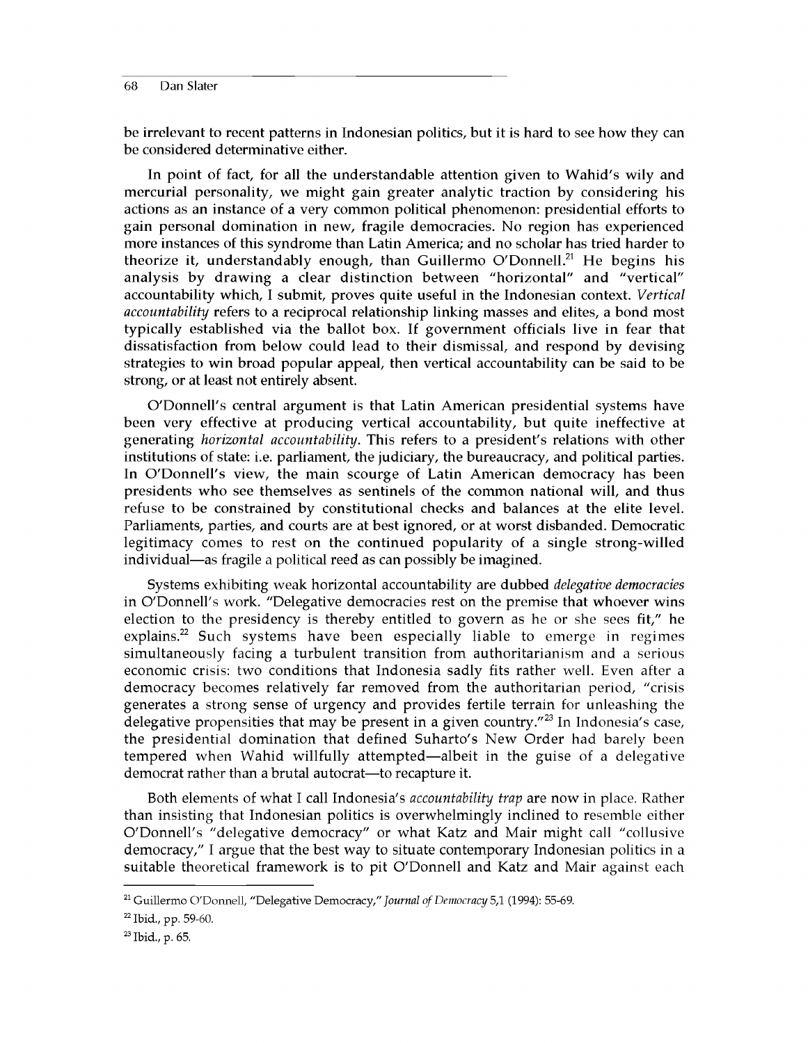be irrelevant to recent patterns in Indonesian politics, but it is hard to see how they can be considered determinative either.

In point of fact, for all the understandable attention given to Wahid's wily and mercurial personality, we might gain greater analytic traction by considering his actions as an instance of a very common political phenomenon: presidential efforts to gain personal domination in new, fragile democracies. No region has experienced more instances of this syndrome than Latin America; and no scholar has tried harder to theorize it, understandably enough, than Guillermo O'Donnell.[21] He begins his analysis by drawing a clear distinction between "horizontal" and "vertical" accountability which, I submit, proves quite useful in the Indonesian context. *Vertical accountability* refers to a reciprocal relationship linking masses and elites, a bond most typically established via the ballot box. If government officials live in fear that dissatisfaction from below could lead to their dismissal, and respond by devising strategies to win broad popular appeal, then vertical accountability can be said to be strong, or at least not entirely absent.

O'Donnell's central argument is that Latin American presidential systems have been very effective at producing vertical accountability, but quite ineffective at generating *horizontal accountability*. This refers to a president's relations with other institutions of state: i.e. parliament, the judiciary, the bureaucracy, and political parties. In O'Donnell's view, the main scourge of Latin American democracy has been presidents who see themselves as sentinels of the common national will, and thus refuse to be constrained by constitutional checks and balances at the elite level. Parliaments, parties, and courts are at best ignored, or at worst disbanded. Democratic legitimacy comes to rest on the continued popularity of a single strong-willed individual—as fragile a political reed as can possibly be imagined.

Systems exhibiting weak horizontal accountability are dubbed *delegative democracies* in O'Donnell's work. "Delegative democracies rest on the premise that whoever wins election to the presidency is thereby entitled to govern as he or she sees fit," he explains.[22] Such systems have been especially liable to emerge in regimes simultaneously facing a turbulent transition from authoritarianism and a serious economic crisis: two conditions that Indonesia sadly fits rather well. Even after a democracy becomes relatively far removed from the authoritarian period, "crisis generates a strong sense of urgency and provides fertile terrain for unleashing the delegative propensities that may be present in a given country."[23] In Indonesia's case, the presidential domination that defined Suharto's New Order had barely been tempered when Wahid willfully attempted—albeit in the guise of a delegative democrat rather than a brutal autocrat—to recapture it.

Both elements of what I call Indonesia's *accountability trap* are now in place. Rather than insisting that Indonesian politics is overwhelmingly inclined to resemble either O'Donnell's "delegative democracy" or what Katz and Mair might call "collusive democracy," I argue that the best way to situate contemporary Indonesian politics in a suitable theoretical framework is to pit O'Donnell and Katz and Mair against each

---

[21] Guillermo O'Donnell, "Delegative Democracy," *Journal of Democracy* 5,1 (1994): 55-69.

[22] Ibid., pp. 59-60.

[23] Ibid., p. 65.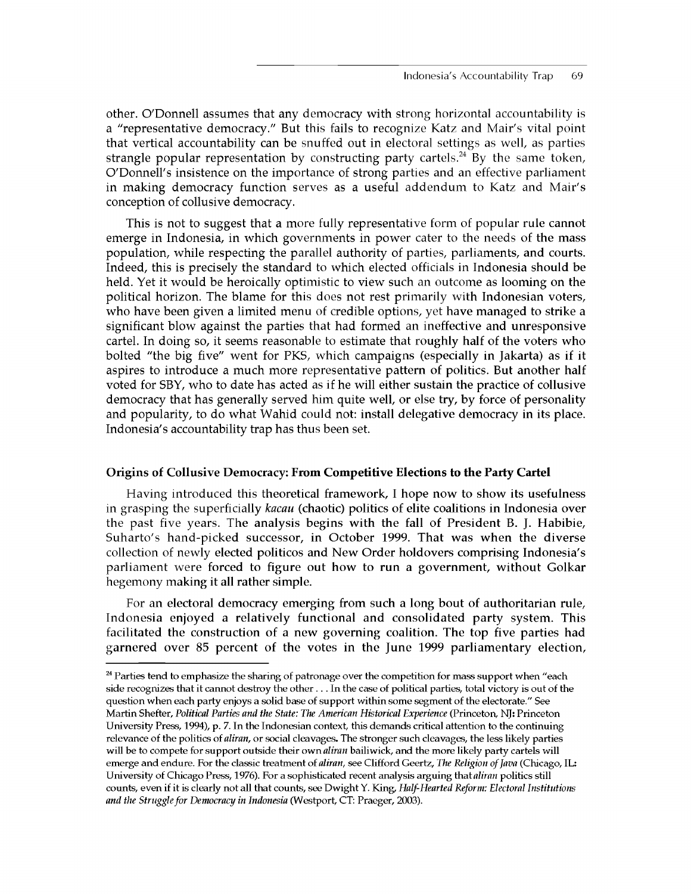other. O'Donnell assumes that any democracy with strong horizontal accountability is a "representative democracy." But this fails to recognize Katz and Mair's vital point that vertical accountability can be snuffed out in electoral settings as well, as parties strangle popular representation by constructing party cartels.[24] By the same token, O'Donnell's insistence on the importance of strong parties and an effective parliament in making democracy function serves as a useful addendum to Katz and Mair's conception of collusive democracy.

This is not to suggest that a more fully representative form of popular rule cannot emerge in Indonesia, in which governments in power cater to the needs of the mass population, while respecting the parallel authority of parties, parliaments, and courts. Indeed, this is precisely the standard to which elected officials in Indonesia should be held. Yet it would be heroically optimistic to view such an outcome as looming on the political horizon. The blame for this does not rest primarily with Indonesian voters, who have been given a limited menu of credible options, yet have managed to strike a significant blow against the parties that had formed an ineffective and unresponsive cartel. In doing so, it seems reasonable to estimate that roughly half of the voters who bolted "the big five" went for PKS, which campaigns (especially in Jakarta) as if it aspires to introduce a much more representative pattern of politics. But another half voted for SBY, who to date has acted as if he will either sustain the practice of collusive democracy that has generally served him quite well, or else try, by force of personality and popularity, to do what Wahid could not: install delegative democracy in its place. Indonesia's accountability trap has thus been set.

### Origins of Collusive Democracy: From Competitive Elections to the Party Cartel

Having introduced this theoretical framework, I hope now to show its usefulness in grasping the superficially *kacau* (chaotic) politics of elite coalitions in Indonesia over the past five years. The analysis begins with the fall of President B. J. Habibie, Suharto's hand-picked successor, in October 1999. That was when the diverse collection of newly elected politicos and New Order holdovers comprising Indonesia's parliament were forced to figure out how to run a government, without Golkar hegemony making it all rather simple.

For an electoral democracy emerging from such a long bout of authoritarian rule, Indonesia enjoyed a relatively functional and consolidated party system. This facilitated the construction of a new governing coalition. The top five parties had garnered over 85 percent of the votes in the June 1999 parliamentary election,

---

[24] Parties tend to emphasize the sharing of patronage over the competition for mass support when "each side recognizes that it cannot destroy the other . . . In the case of political parties, total victory is out of the question when each party enjoys a solid base of support within some segment of the electorate." See Martin Shefter, *Political Parties and the State: The American Historical Experience* (Princeton, NJ: Princeton University Press, 1994), p. 7. In the Indonesian context, this demands critical attention to the continuing relevance of the politics of *aliran*, or social cleavages. The stronger such cleavages, the less likely parties will be to compete for support outside their own *aliran* bailiwick, and the more likely party cartels will emerge and endure. For the classic treatment of *aliran*, see Clifford Geertz, *The Religion of Java* (Chicago, IL: University of Chicago Press, 1976). For a sophisticated recent analysis arguing that *aliran* politics still counts, even if it is clearly not all that counts, see Dwight Y. King, *Half-Hearted Reform: Electoral Institutions and the Struggle for Democracy in Indonesia* (Westport, CT: Praeger, 2003).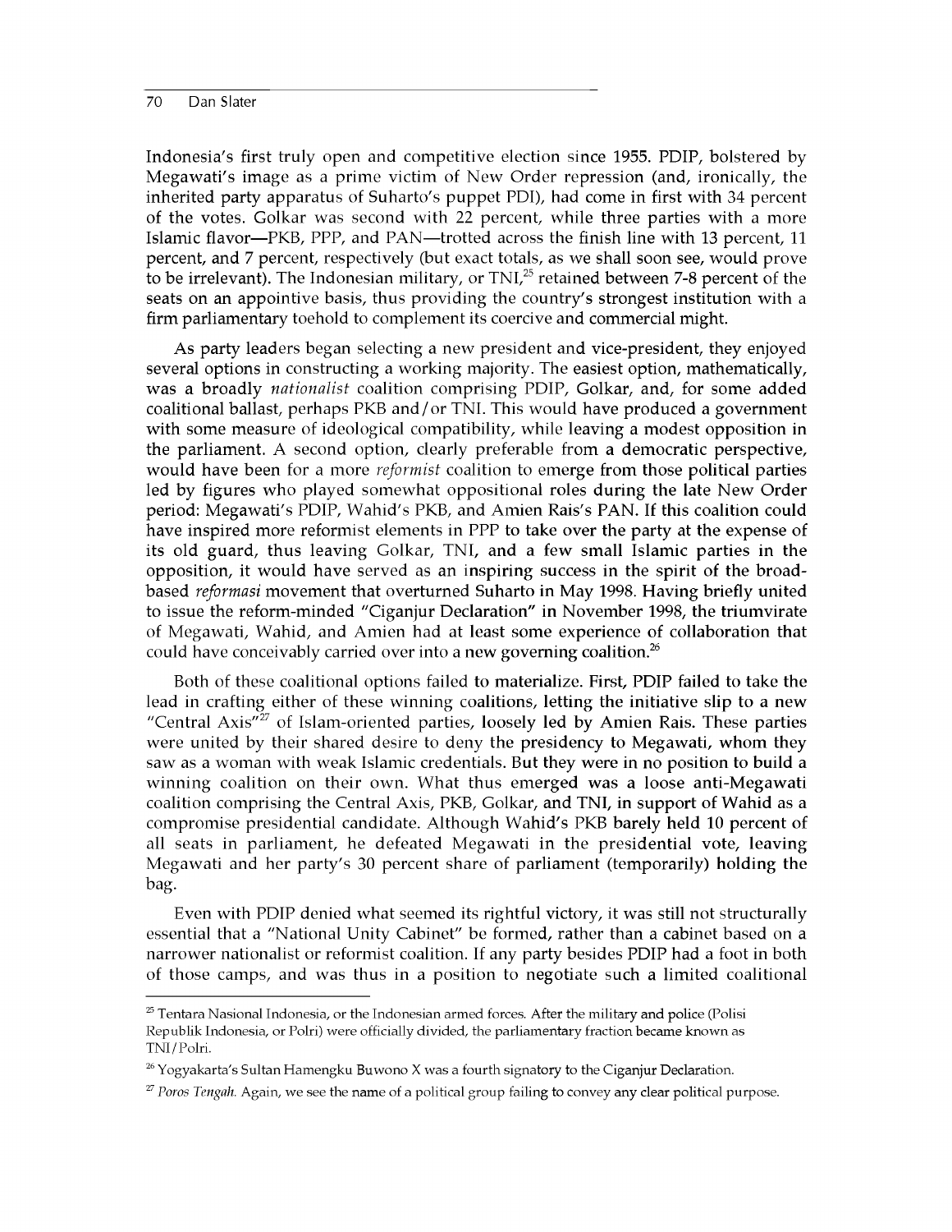Indonesia's first truly open and competitive election since 1955. PDIP, bolstered by Megawati's image as a prime victim of New Order repression (and, ironically, the inherited party apparatus of Suharto's puppet PDI), had come in first with 34 percent of the votes. Golkar was second with 22 percent, while three parties with a more Islamic flavor—PKB, PPP, and PAN—trotted across the finish line with 13 percent, 11 percent, and 7 percent, respectively (but exact totals, as we shall soon see, would prove to be irrelevant). The Indonesian military, or TNI,[25] retained between 7-8 percent of the seats on an appointive basis, thus providing the country's strongest institution with a firm parliamentary toehold to complement its coercive and commercial might.

As party leaders began selecting a new president and vice-president, they enjoyed several options in constructing a working majority. The easiest option, mathematically, was a broadly *nationalist* coalition comprising PDIP, Golkar, and, for some added coalitional ballast, perhaps PKB and/or TNI. This would have produced a government with some measure of ideological compatibility, while leaving a modest opposition in the parliament. A second option, clearly preferable from a democratic perspective, would have been for a more *reformist* coalition to emerge from those political parties led by figures who played somewhat oppositional roles during the late New Order period: Megawati's PDIP, Wahid's PKB, and Amien Rais's PAN. If this coalition could have inspired more reformist elements in PPP to take over the party at the expense of its old guard, thus leaving Golkar, TNI, and a few small Islamic parties in the opposition, it would have served as an inspiring success in the spirit of the broad-based *reformasi* movement that overturned Suharto in May 1998. Having briefly united to issue the reform-minded "Ciganjur Declaration" in November 1998, the triumvirate of Megawati, Wahid, and Amien had at least some experience of collaboration that could have conceivably carried over into a new governing coalition.[26]

Both of these coalitional options failed to materialize. First, PDIP failed to take the lead in crafting either of these winning coalitions, letting the initiative slip to a new "Central Axis"[27] of Islam-oriented parties, loosely led by Amien Rais. These parties were united by their shared desire to deny the presidency to Megawati, whom they saw as a woman with weak Islamic credentials. But they were in no position to build a winning coalition on their own. What thus emerged was a loose anti-Megawati coalition comprising the Central Axis, PKB, Golkar, and TNI, in support of Wahid as a compromise presidential candidate. Although Wahid's PKB barely held 10 percent of all seats in parliament, he defeated Megawati in the presidential vote, leaving Megawati and her party's 30 percent share of parliament (temporarily) holding the bag.

Even with PDIP denied what seemed its rightful victory, it was still not structurally essential that a "National Unity Cabinet" be formed, rather than a cabinet based on a narrower nationalist or reformist coalition. If any party besides PDIP had a foot in both of those camps, and was thus in a position to negotiate such a limited coalitional

---

[25] Tentara Nasional Indonesia, or the Indonesian armed forces. After the military and police (Polisi Republik Indonesia, or Polri) were officially divided, the parliamentary fraction became known as TNI/Polri.

[26] Yogyakarta's Sultan Hamengku Buwono X was a fourth signatory to the Ciganjur Declaration.

[27] *Poros Tengah.* Again, we see the name of a political group failing to convey any clear political purpose.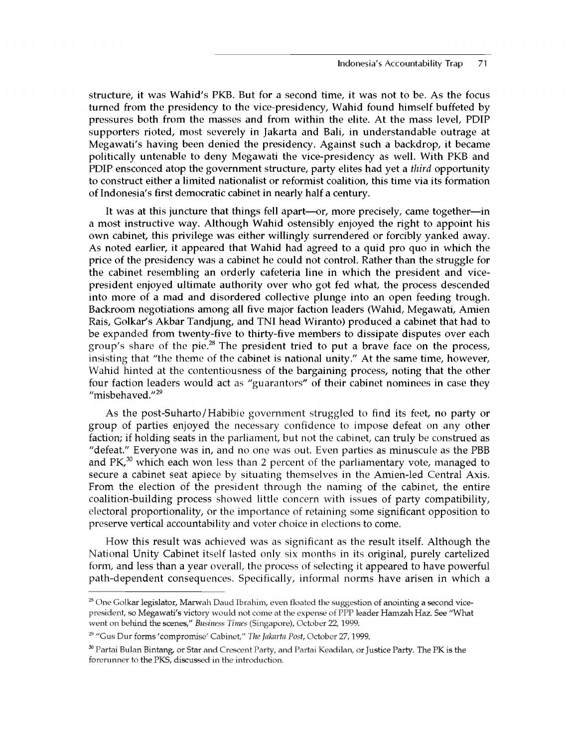structure, it was Wahid's PKB. But for a second time, it was not to be. As the focus turned from the presidency to the vice-presidency, Wahid found himself buffeted by pressures both from the masses and from within the elite. At the mass level, PDIP supporters rioted, most severely in Jakarta and Bali, in understandable outrage at Megawati's having been denied the presidency. Against such a backdrop, it became politically untenable to deny Megawati the vice-presidency as well. With PKB and PDIP ensconced atop the government structure, party elites had yet a *third* opportunity to construct either a limited nationalist or reformist coalition, this time via its formation of Indonesia's first democratic cabinet in nearly half a century.

It was at this juncture that things fell apart—or, more precisely, came together—in a most instructive way. Although Wahid ostensibly enjoyed the right to appoint his own cabinet, this privilege was either willingly surrendered or forcibly yanked away. As noted earlier, it appeared that Wahid had agreed to a quid pro quo in which the price of the presidency was a cabinet he could not control. Rather than the struggle for the cabinet resembling an orderly cafeteria line in which the president and vice-president enjoyed ultimate authority over who got fed what, the process descended into more of a mad and disordered collective plunge into an open feeding trough. Backroom negotiations among all five major faction leaders (Wahid, Megawati, Amien Rais, Golkar's Akbar Tandjung, and TNI head Wiranto) produced a cabinet that had to be expanded from twenty-five to thirty-five members to dissipate disputes over each group's share of the pie.[28] The president tried to put a brave face on the process, insisting that "the theme of the cabinet is national unity." At the same time, however, Wahid hinted at the contentiousness of the bargaining process, noting that the other four faction leaders would act as "guarantors" of their cabinet nominees in case they "misbehaved."[29]

As the post-Suharto/Habibie government struggled to find its feet, no party or group of parties enjoyed the necessary confidence to impose defeat on any other faction; if holding seats in the parliament, but not the cabinet, can truly be construed as "defeat." Everyone was in, and no one was out. Even parties as minuscule as the PBB and PK,[30] which each won less than 2 percent of the parliamentary vote, managed to secure a cabinet seat apiece by situating themselves in the Amien-led Central Axis. From the election of the president through the naming of the cabinet, the entire coalition-building process showed little concern with issues of party compatibility, electoral proportionality, or the importance of retaining some significant opposition to preserve vertical accountability and voter choice in elections to come.

How this result was achieved was as significant as the result itself. Although the National Unity Cabinet itself lasted only six months in its original, purely cartelized form, and less than a year overall, the process of selecting it appeared to have powerful path-dependent consequences. Specifically, informal norms have arisen in which a

---

[28] One Golkar legislator, Marwah Daud Ibrahim, even floated the suggestion of anointing a second vice-president, so Megawati's victory would not come at the expense of PPP leader Hamzah Haz. See "What went on behind the scenes," *Business Times* (Singapore), October 22, 1999.

[29] "Gus Dur forms 'compromise' Cabinet," *The Jakarta Post*, October 27, 1999.

[30] Partai Bulan Bintang, or Star and Crescent Party, and Partai Keadilan, or Justice Party. The PK is the forerunner to the PKS, discussed in the introduction.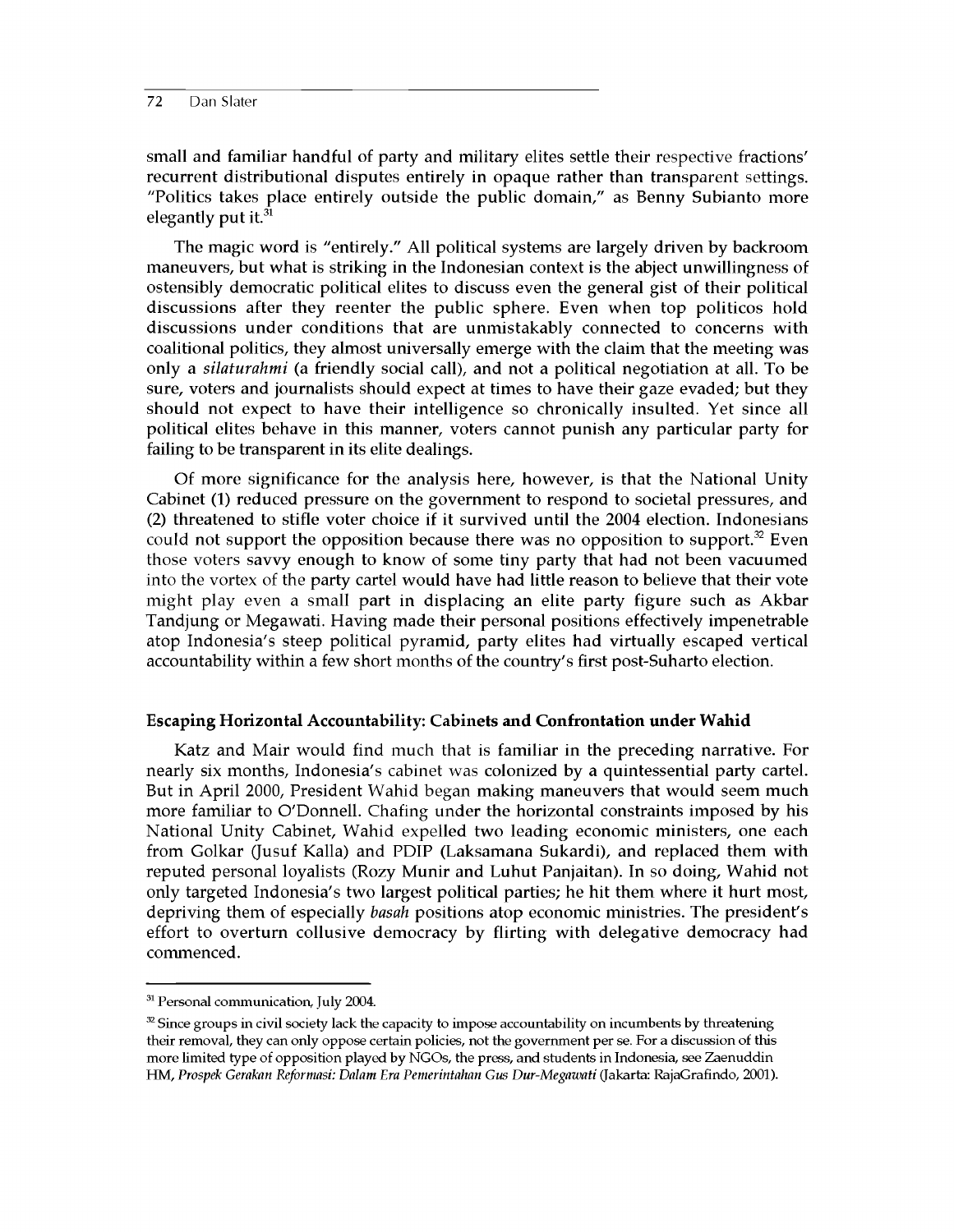small and familiar handful of party and military elites settle their respective fractions' recurrent distributional disputes entirely in opaque rather than transparent settings. "Politics takes place entirely outside the public domain," as Benny Subianto more elegantly put it.[31]

The magic word is "entirely." All political systems are largely driven by backroom maneuvers, but what is striking in the Indonesian context is the abject unwillingness of ostensibly democratic political elites to discuss even the general gist of their political discussions after they reenter the public sphere. Even when top politicos hold discussions under conditions that are unmistakably connected to concerns with coalitional politics, they almost universally emerge with the claim that the meeting was only a *silaturahmi* (a friendly social call), and not a political negotiation at all. To be sure, voters and journalists should expect at times to have their gaze evaded; but they should not expect to have their intelligence so chronically insulted. Yet since all political elites behave in this manner, voters cannot punish any particular party for failing to be transparent in its elite dealings.

Of more significance for the analysis here, however, is that the National Unity Cabinet (1) reduced pressure on the government to respond to societal pressures, and (2) threatened to stifle voter choice if it survived until the 2004 election. Indonesians could not support the opposition because there was no opposition to support.[32] Even those voters savvy enough to know of some tiny party that had not been vacuumed into the vortex of the party cartel would have had little reason to believe that their vote might play even a small part in displacing an elite party figure such as Akbar Tandjung or Megawati. Having made their personal positions effectively impenetrable atop Indonesia's steep political pyramid, party elites had virtually escaped vertical accountability within a few short months of the country's first post-Suharto election.

### Escaping Horizontal Accountability: Cabinets and Confrontation under Wahid

Katz and Mair would find much that is familiar in the preceding narrative. For nearly six months, Indonesia's cabinet was colonized by a quintessential party cartel. But in April 2000, President Wahid began making maneuvers that would seem much more familiar to O'Donnell. Chafing under the horizontal constraints imposed by his National Unity Cabinet, Wahid expelled two leading economic ministers, one each from Golkar (Jusuf Kalla) and PDIP (Laksamana Sukardi), and replaced them with reputed personal loyalists (Rozy Munir and Luhut Panjaitan). In so doing, Wahid not only targeted Indonesia's two largest political parties; he hit them where it hurt most, depriving them of especially *basah* positions atop economic ministries. The president's effort to overturn collusive democracy by flirting with delegative democracy had commenced.

---

[31] Personal communication, July 2004.

[32] Since groups in civil society lack the capacity to impose accountability on incumbents by threatening their removal, they can only oppose certain policies, not the government per se. For a discussion of this more limited type of opposition played by NGOs, the press, and students in Indonesia, see Zaenuddin HM, *Prospek Gerakan Reformasi: Dalam Era Pemerintahan Gus Dur-Megawati* (Jakarta: RajaGrafindo, 2001).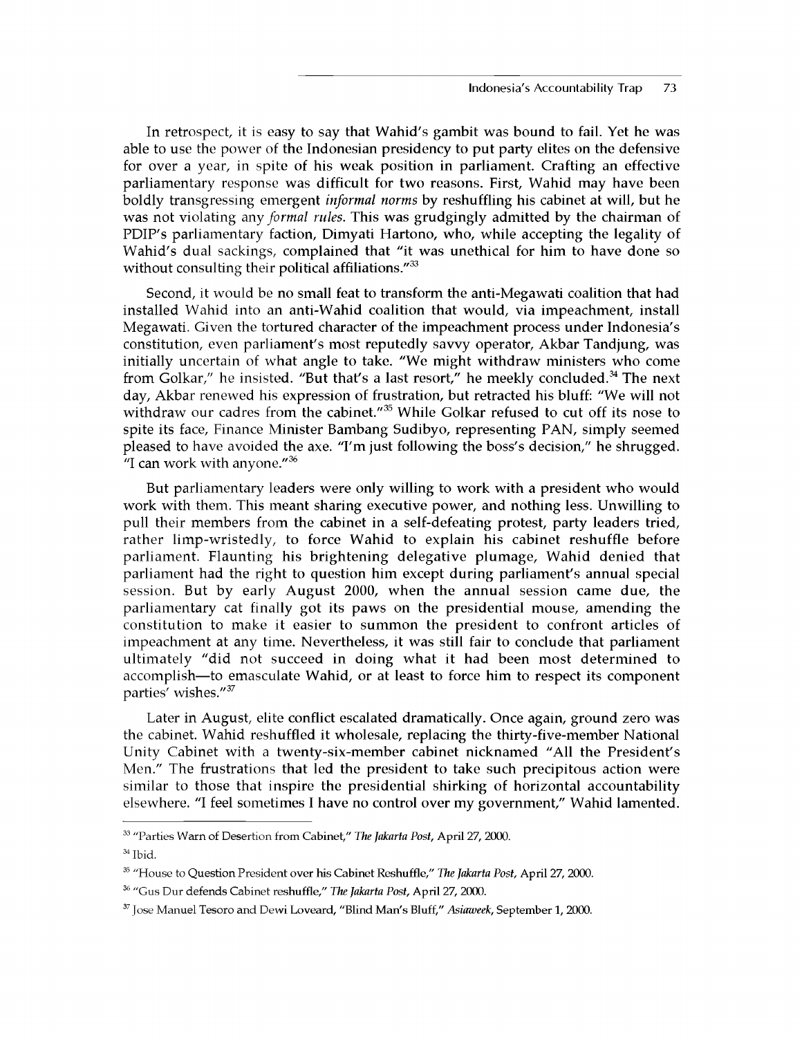In retrospect, it is easy to say that Wahid's gambit was bound to fail. Yet he was able to use the power of the Indonesian presidency to put party elites on the defensive for over a year, in spite of his weak position in parliament. Crafting an effective parliamentary response was difficult for two reasons. First, Wahid may have been boldly transgressing emergent *informal norms* by reshuffling his cabinet at will, but he was not violating any *formal rules*. This was grudgingly admitted by the chairman of PDIP's parliamentary faction, Dimyati Hartono, who, while accepting the legality of Wahid's dual sackings, complained that "it was unethical for him to have done so without consulting their political affiliations."[33]

Second, it would be no small feat to transform the anti-Megawati coalition that had installed Wahid into an anti-Wahid coalition that would, via impeachment, install Megawati. Given the tortured character of the impeachment process under Indonesia's constitution, even parliament's most reputedly savvy operator, Akbar Tandjung, was initially uncertain of what angle to take. "We might withdraw ministers who come from Golkar," he insisted. "But that's a last resort," he meekly concluded.[34] The next day, Akbar renewed his expression of frustration, but retracted his bluff: "We will not withdraw our cadres from the cabinet."[35] While Golkar refused to cut off its nose to spite its face, Finance Minister Bambang Sudibyo, representing PAN, simply seemed pleased to have avoided the axe. "I'm just following the boss's decision," he shrugged. "I can work with anyone."[36]

But parliamentary leaders were only willing to work with a president who would work with them. This meant sharing executive power, and nothing less. Unwilling to pull their members from the cabinet in a self-defeating protest, party leaders tried, rather limp-wristedly, to force Wahid to explain his cabinet reshuffle before parliament. Flaunting his brightening delegative plumage, Wahid denied that parliament had the right to question him except during parliament's annual special session. But by early August 2000, when the annual session came due, the parliamentary cat finally got its paws on the presidential mouse, amending the constitution to make it easier to summon the president to confront articles of impeachment at any time. Nevertheless, it was still fair to conclude that parliament ultimately "did not succeed in doing what it had been most determined to accomplish—to emasculate Wahid, or at least to force him to respect its component parties' wishes."[37]

Later in August, elite conflict escalated dramatically. Once again, ground zero was the cabinet. Wahid reshuffled it wholesale, replacing the thirty-five-member National Unity Cabinet with a twenty-six-member cabinet nicknamed "All the President's Men." The frustrations that led the president to take such precipitous action were similar to those that inspire the presidential shirking of horizontal accountability elsewhere. "I feel sometimes I have no control over my government," Wahid lamented.

---

[33] "Parties Warn of Desertion from Cabinet," *The Jakarta Post*, April 27, 2000.

[34] Ibid.

[35] "House to Question President over his Cabinet Reshuffle," *The Jakarta Post*, April 27, 2000.

[36] "Gus Dur defends Cabinet reshuffle," *The Jakarta Post*, April 27, 2000.

[37] Jose Manuel Tesoro and Dewi Loveard, "Blind Man's Bluff," *Asiaweek*, September 1, 2000.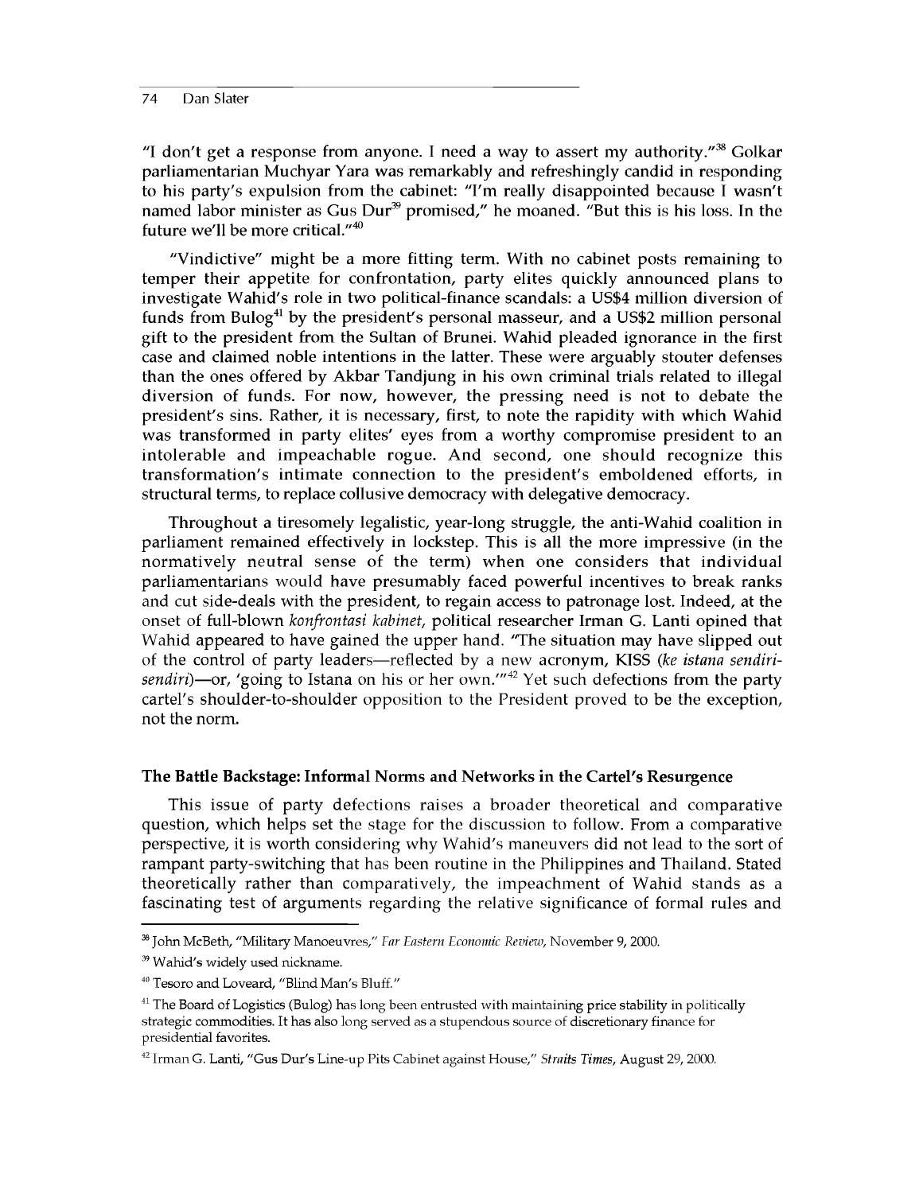"I don't get a response from anyone. I need a way to assert my authority."[38] Golkar parliamentarian Muchyar Yara was remarkably and refreshingly candid in responding to his party's expulsion from the cabinet: "I'm really disappointed because I wasn't named labor minister as Gus Dur[39] promised," he moaned. "But this is his loss. In the future we'll be more critical."[40]

"Vindictive" might be a more fitting term. With no cabinet posts remaining to temper their appetite for confrontation, party elites quickly announced plans to investigate Wahid's role in two political-finance scandals: a US$4 million diversion of funds from Bulog[41] by the president's personal masseur, and a US$2 million personal gift to the president from the Sultan of Brunei. Wahid pleaded ignorance in the first case and claimed noble intentions in the latter. These were arguably stouter defenses than the ones offered by Akbar Tandjung in his own criminal trials related to illegal diversion of funds. For now, however, the pressing need is not to debate the president's sins. Rather, it is necessary, first, to note the rapidity with which Wahid was transformed in party elites' eyes from a worthy compromise president to an intolerable and impeachable rogue. And second, one should recognize this transformation's intimate connection to the president's emboldened efforts, in structural terms, to replace collusive democracy with delegative democracy.

Throughout a tiresomely legalistic, year-long struggle, the anti-Wahid coalition in parliament remained effectively in lockstep. This is all the more impressive (in the normatively neutral sense of the term) when one considers that individual parliamentarians would have presumably faced powerful incentives to break ranks and cut side-deals with the president, to regain access to patronage lost. Indeed, at the onset of full-blown *konfrontasi kabinet*, political researcher Irman G. Lanti opined that Wahid appeared to have gained the upper hand. "The situation may have slipped out of the control of party leaders—reflected by a new acronym, KISS (*ke istana sendiri-sendiri*)—or, 'going to Istana on his or her own.'"[42] Yet such defections from the party cartel's shoulder-to-shoulder opposition to the President proved to be the exception, not the norm.

### The Battle Backstage: Informal Norms and Networks in the Cartel's Resurgence

This issue of party defections raises a broader theoretical and comparative question, which helps set the stage for the discussion to follow. From a comparative perspective, it is worth considering why Wahid's maneuvers did not lead to the sort of rampant party-switching that has been routine in the Philippines and Thailand. Stated theoretically rather than comparatively, the impeachment of Wahid stands as a fascinating test of arguments regarding the relative significance of formal rules and

---

[38] John McBeth, "Military Manoeuvres," *Far Eastern Economic Review*, November 9, 2000.

[39] Wahid's widely used nickname.

[40] Tesoro and Loveard, "Blind Man's Bluff."

[41] The Board of Logistics (Bulog) has long been entrusted with maintaining price stability in politically strategic commodities. It has also long served as a stupendous source of discretionary finance for presidential favorites.

[42] Irman G. Lanti, "Gus Dur's Line-up Pits Cabinet against House," *Straits Times*, August 29, 2000.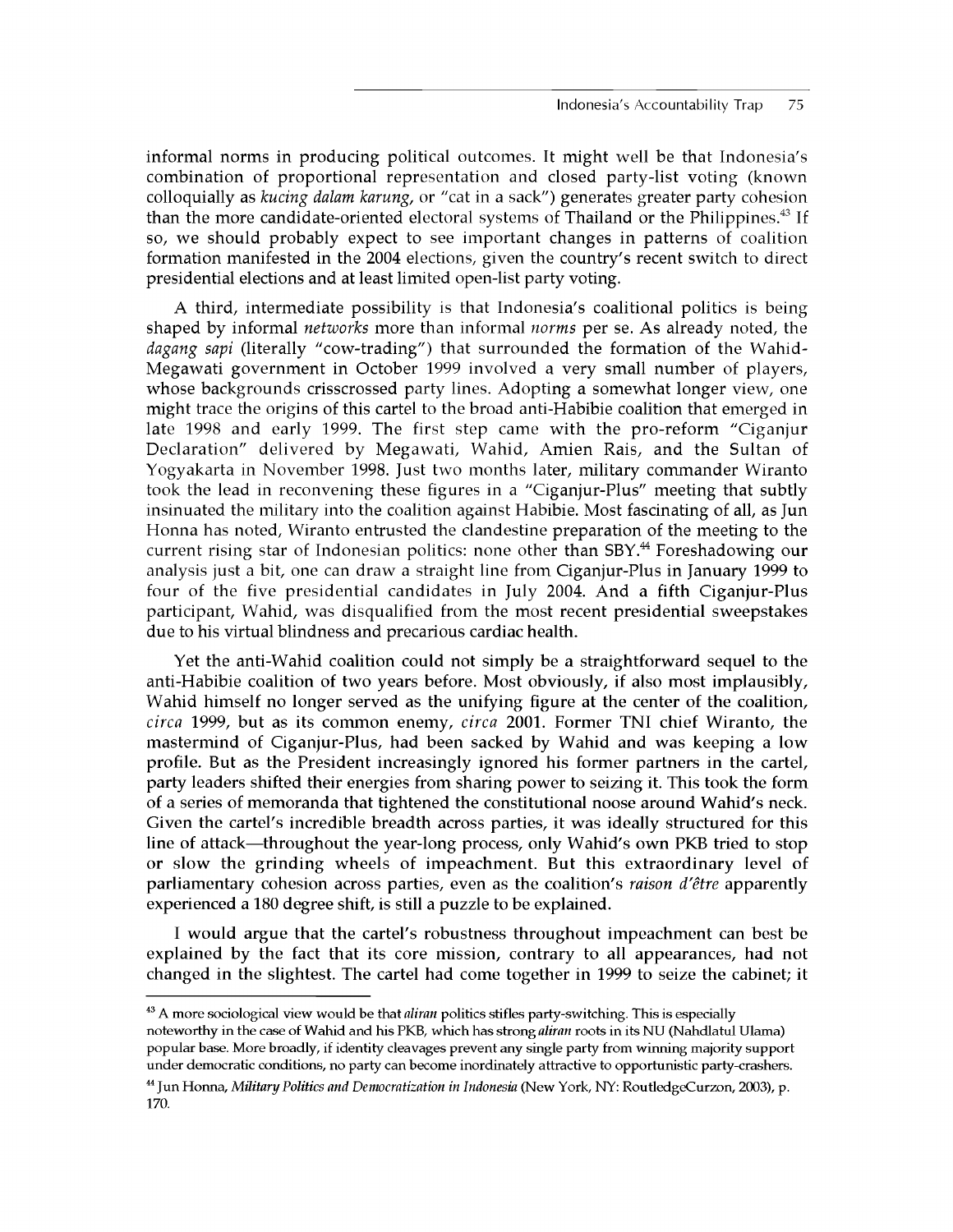informal norms in producing political outcomes. It might well be that Indonesia's combination of proportional representation and closed party-list voting (known colloquially as *kucing dalam karung*, or "cat in a sack") generates greater party cohesion than the more candidate-oriented electoral systems of Thailand or the Philippines.[43] If so, we should probably expect to see important changes in patterns of coalition formation manifested in the 2004 elections, given the country's recent switch to direct presidential elections and at least limited open-list party voting.

A third, intermediate possibility is that Indonesia's coalitional politics is being shaped by informal *networks* more than informal *norms* per se. As already noted, the *dagang sapi* (literally "cow-trading") that surrounded the formation of the Wahid-Megawati government in October 1999 involved a very small number of players, whose backgrounds crisscrossed party lines. Adopting a somewhat longer view, one might trace the origins of this cartel to the broad anti-Habibie coalition that emerged in late 1998 and early 1999. The first step came with the pro-reform "Ciganjur Declaration" delivered by Megawati, Wahid, Amien Rais, and the Sultan of Yogyakarta in November 1998. Just two months later, military commander Wiranto took the lead in reconvening these figures in a "Ciganjur-Plus" meeting that subtly insinuated the military into the coalition against Habibie. Most fascinating of all, as Jun Honna has noted, Wiranto entrusted the clandestine preparation of the meeting to the current rising star of Indonesian politics: none other than SBY.[44] Foreshadowing our analysis just a bit, one can draw a straight line from Ciganjur-Plus in January 1999 to four of the five presidential candidates in July 2004. And a fifth Ciganjur-Plus participant, Wahid, was disqualified from the most recent presidential sweepstakes due to his virtual blindness and precarious cardiac health.

Yet the anti-Wahid coalition could not simply be a straightforward sequel to the anti-Habibie coalition of two years before. Most obviously, if also most implausibly, Wahid himself no longer served as the unifying figure at the center of the coalition, *circa* 1999, but as its common enemy, *circa* 2001. Former TNI chief Wiranto, the mastermind of Ciganjur-Plus, had been sacked by Wahid and was keeping a low profile. But as the President increasingly ignored his former partners in the cartel, party leaders shifted their energies from sharing power to seizing it. This took the form of a series of memoranda that tightened the constitutional noose around Wahid's neck. Given the cartel's incredible breadth across parties, it was ideally structured for this line of attack—throughout the year-long process, only Wahid's own PKB tried to stop or slow the grinding wheels of impeachment. But this extraordinary level of parliamentary cohesion across parties, even as the coalition's *raison d'être* apparently experienced a 180 degree shift, is still a puzzle to be explained.

I would argue that the cartel's robustness throughout impeachment can best be explained by the fact that its core mission, contrary to all appearances, had not changed in the slightest. The cartel had come together in 1999 to seize the cabinet; it

---

[43] A more sociological view would be that *aliran* politics stifles party-switching. This is especially noteworthy in the case of Wahid and his PKB, which has strong *aliran* roots in its NU (Nahdlatul Ulama) popular base. More broadly, if identity cleavages prevent any single party from winning majority support under democratic conditions, no party can become inordinately attractive to opportunistic party-crashers.

[44] Jun Honna, *Military Politics and Democratization in Indonesia* (New York, NY: RoutledgeCurzon, 2003), p. 170.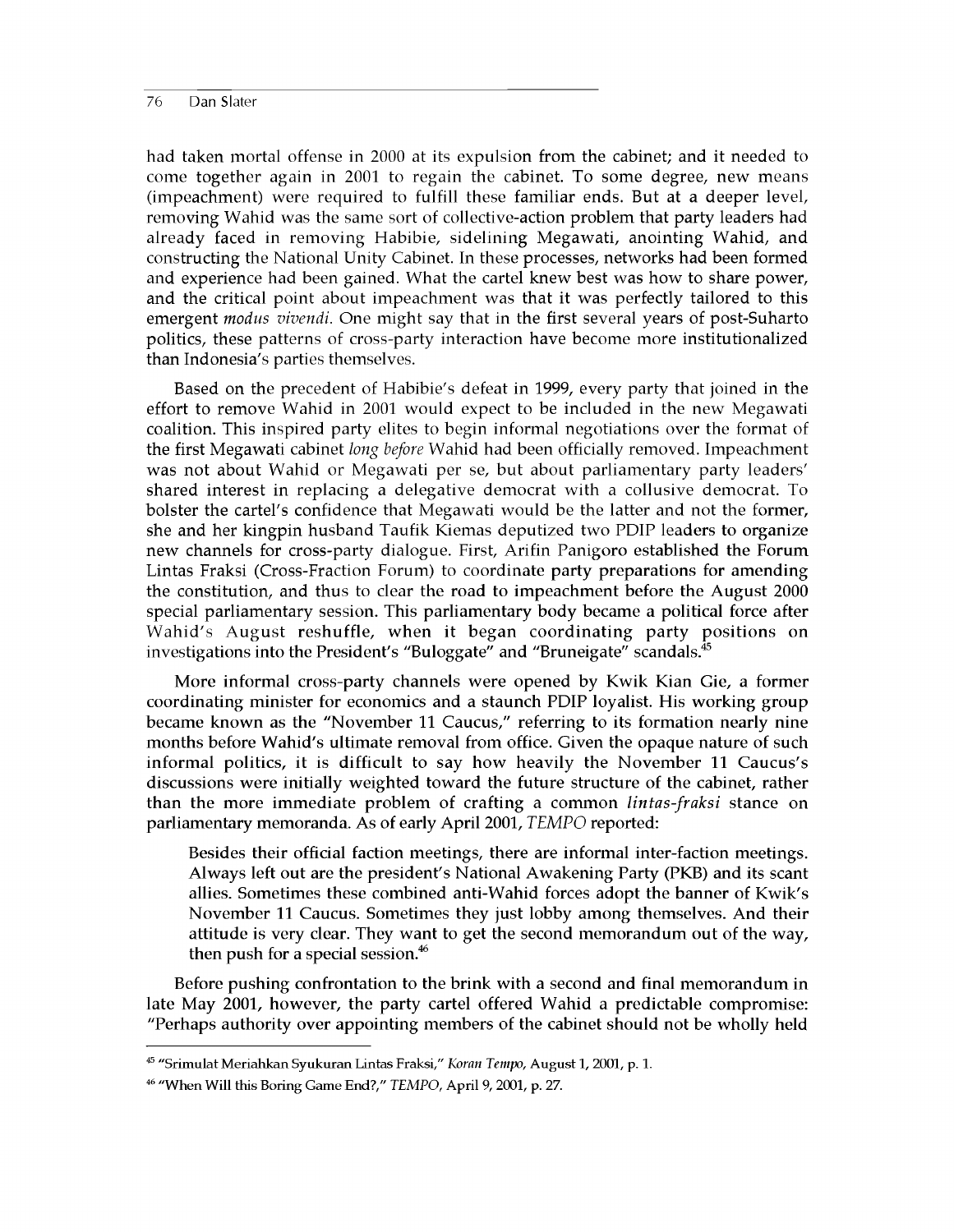had taken mortal offense in 2000 at its expulsion from the cabinet; and it needed to come together again in 2001 to regain the cabinet. To some degree, new means (impeachment) were required to fulfill these familiar ends. But at a deeper level, removing Wahid was the same sort of collective-action problem that party leaders had already faced in removing Habibie, sidelining Megawati, anointing Wahid, and constructing the National Unity Cabinet. In these processes, networks had been formed and experience had been gained. What the cartel knew best was how to share power, and the critical point about impeachment was that it was perfectly tailored to this emergent *modus vivendi*. One might say that in the first several years of post-Suharto politics, these patterns of cross-party interaction have become more institutionalized than Indonesia's parties themselves.

Based on the precedent of Habibie's defeat in 1999, every party that joined in the effort to remove Wahid in 2001 would expect to be included in the new Megawati coalition. This inspired party elites to begin informal negotiations over the format of the first Megawati cabinet *long before* Wahid had been officially removed. Impeachment was not about Wahid or Megawati per se, but about parliamentary party leaders' shared interest in replacing a delegative democrat with a collusive democrat. To bolster the cartel's confidence that Megawati would be the latter and not the former, she and her kingpin husband Taufik Kiemas deputized two PDIP leaders to organize new channels for cross-party dialogue. First, Arifin Panigoro established the Forum Lintas Fraksi (Cross-Fraction Forum) to coordinate party preparations for amending the constitution, and thus to clear the road to impeachment before the August 2000 special parliamentary session. This parliamentary body became a political force after Wahid's August reshuffle, when it began coordinating party positions on investigations into the President's "Buloggate" and "Bruneigate" scandals.[45]

More informal cross-party channels were opened by Kwik Kian Gie, a former coordinating minister for economics and a staunch PDIP loyalist. His working group became known as the "November 11 Caucus," referring to its formation nearly nine months before Wahid's ultimate removal from office. Given the opaque nature of such informal politics, it is difficult to say how heavily the November 11 Caucus's discussions were initially weighted toward the future structure of the cabinet, rather than the more immediate problem of crafting a common *lintas-fraksi* stance on parliamentary memoranda. As of early April 2001, *TEMPO* reported:

> Besides their official faction meetings, there are informal inter-faction meetings. Always left out are the president's National Awakening Party (PKB) and its scant allies. Sometimes these combined anti-Wahid forces adopt the banner of Kwik's November 11 Caucus. Sometimes they just lobby among themselves. And their attitude is very clear. They want to get the second memorandum out of the way, then push for a special session.[46]

Before pushing confrontation to the brink with a second and final memorandum in late May 2001, however, the party cartel offered Wahid a predictable compromise: "Perhaps authority over appointing members of the cabinet should not be wholly held

---

[45] "Srimulat Meriahkan Syukuran Lintas Fraksi," *Koran Tempo*, August 1, 2001, p. 1.

[46] "When Will this Boring Game End?," *TEMPO*, April 9, 2001, p. 27.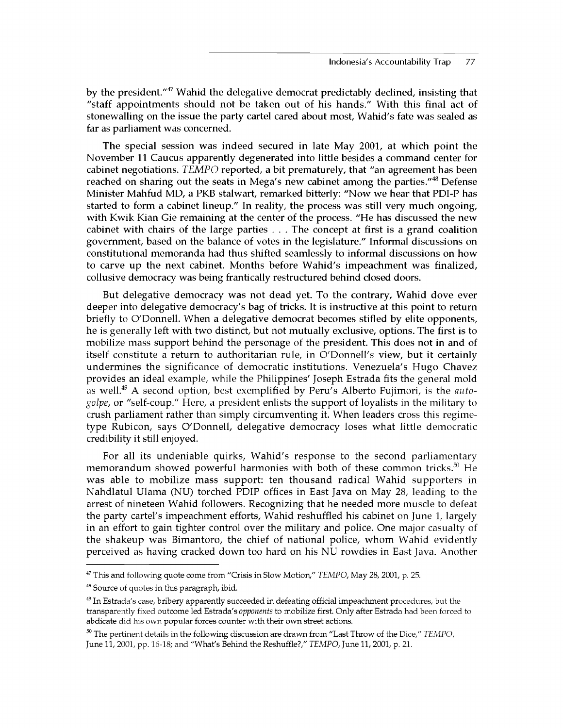by the president."[47] Wahid the delegative democrat predictably declined, insisting that "staff appointments should not be taken out of his hands." With this final act of stonewalling on the issue the party cartel cared about most, Wahid's fate was sealed as far as parliament was concerned.

The special session was indeed secured in late May 2001, at which point the November 11 Caucus apparently degenerated into little besides a command center for cabinet negotiations. *TEMPO* reported, a bit prematurely, that "an agreement has been reached on sharing out the seats in Mega's new cabinet among the parties."[48] Defense Minister Mahfud MD, a PKB stalwart, remarked bitterly: "Now we hear that PDI-P has started to form a cabinet lineup." In reality, the process was still very much ongoing, with Kwik Kian Gie remaining at the center of the process. "He has discussed the new cabinet with chairs of the large parties . . . The concept at first is a grand coalition government, based on the balance of votes in the legislature." Informal discussions on constitutional memoranda had thus shifted seamlessly to informal discussions on how to carve up the next cabinet. Months before Wahid's impeachment was finalized, collusive democracy was being frantically restructured behind closed doors.

But delegative democracy was not dead yet. To the contrary, Wahid dove ever deeper into delegative democracy's bag of tricks. It is instructive at this point to return briefly to O'Donnell. When a delegative democrat becomes stifled by elite opponents, he is generally left with two distinct, but not mutually exclusive, options. The first is to mobilize mass support behind the personage of the president. This does not in and of itself constitute a return to authoritarian rule, in O'Donnell's view, but it certainly undermines the significance of democratic institutions. Venezuela's Hugo Chavez provides an ideal example, while the Philippines' Joseph Estrada fits the general mold as well.[49] A second option, best exemplified by Peru's Alberto Fujimori, is the *auto-golpe*, or "self-coup." Here, a president enlists the support of loyalists in the military to crush parliament rather than simply circumventing it. When leaders cross this regime-type Rubicon, says O'Donnell, delegative democracy loses what little democratic credibility it still enjoyed.

For all its undeniable quirks, Wahid's response to the second parliamentary memorandum showed powerful harmonies with both of these common tricks.[50] He was able to mobilize mass support: ten thousand radical Wahid supporters in Nahdlatul Ulama (NU) torched PDIP offices in East Java on May 28, leading to the arrest of nineteen Wahid followers. Recognizing that he needed more muscle to defeat the party cartel's impeachment efforts, Wahid reshuffled his cabinet on June 1, largely in an effort to gain tighter control over the military and police. One major casualty of the shakeup was Bimantoro, the chief of national police, whom Wahid evidently perceived as having cracked down too hard on his NU rowdies in East Java. Another

---

[47] This and following quote come from "Crisis in Slow Motion," *TEMPO*, May 28, 2001, p. 25.

[48] Source of quotes in this paragraph, ibid.

[49] In Estrada's case, bribery apparently succeeded in defeating official impeachment procedures, but the transparently fixed outcome led Estrada's *opponents* to mobilize first. Only after Estrada had been forced to abdicate did his own popular forces counter with their own street actions.

[50] The pertinent details in the following discussion are drawn from "Last Throw of the Dice," *TEMPO*, June 11, 2001, pp. 16-18; and "What's Behind the Reshuffle?," *TEMPO*, June 11, 2001, p. 21.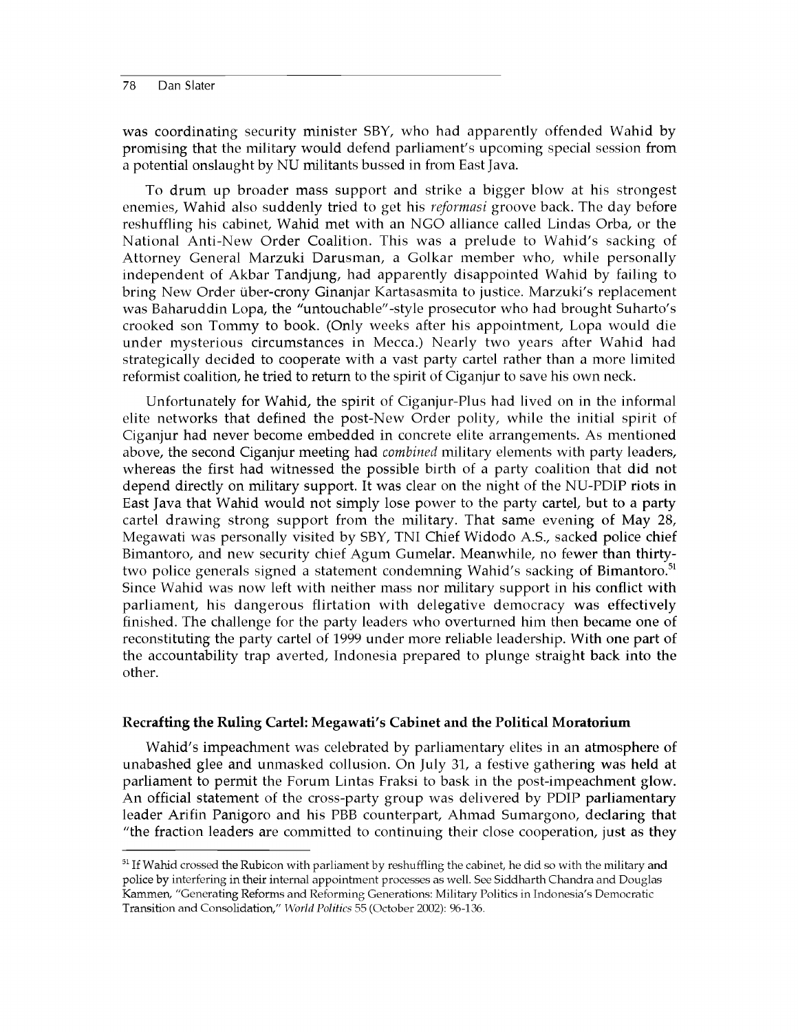was coordinating security minister SBY, who had apparently offended Wahid by promising that the military would defend parliament's upcoming special session from a potential onslaught by NU militants bussed in from East Java.

To drum up broader mass support and strike a bigger blow at his strongest enemies, Wahid also suddenly tried to get his *reformasi* groove back. The day before reshuffling his cabinet, Wahid met with an NGO alliance called Lindas Orba, or the National Anti-New Order Coalition. This was a prelude to Wahid's sacking of Attorney General Marzuki Darusman, a Golkar member who, while personally independent of Akbar Tandjung, had apparently disappointed Wahid by failing to bring New Order über-crony Ginanjar Kartasasmita to justice. Marzuki's replacement was Baharuddin Lopa, the "untouchable"-style prosecutor who had brought Suharto's crooked son Tommy to book. (Only weeks after his appointment, Lopa would die under mysterious circumstances in Mecca.) Nearly two years after Wahid had strategically decided to cooperate with a vast party cartel rather than a more limited reformist coalition, he tried to return to the spirit of Ciganjur to save his own neck.

Unfortunately for Wahid, the spirit of Ciganjur-Plus had lived on in the informal elite networks that defined the post-New Order polity, while the initial spirit of Ciganjur had never become embedded in concrete elite arrangements. As mentioned above, the second Ciganjur meeting had *combined* military elements with party leaders, whereas the first had witnessed the possible birth of a party coalition that did not depend directly on military support. It was clear on the night of the NU-PDIP riots in East Java that Wahid would not simply lose power to the party cartel, but to a party cartel drawing strong support from the military. That same evening of May 28, Megawati was personally visited by SBY, TNI Chief Widodo A.S., sacked police chief Bimantoro, and new security chief Agum Gumelar. Meanwhile, no fewer than thirty-two police generals signed a statement condemning Wahid's sacking of Bimantoro.[51] Since Wahid was now left with neither mass nor military support in his conflict with parliament, his dangerous flirtation with delegative democracy was effectively finished. The challenge for the party leaders who overturned him then became one of reconstituting the party cartel of 1999 under more reliable leadership. With one part of the accountability trap averted, Indonesia prepared to plunge straight back into the other.

### Recrafting the Ruling Cartel: Megawati's Cabinet and the Political Moratorium

Wahid's impeachment was celebrated by parliamentary elites in an atmosphere of unabashed glee and unmasked collusion. On July 31, a festive gathering was held at parliament to permit the Forum Lintas Fraksi to bask in the post-impeachment glow. An official statement of the cross-party group was delivered by PDIP parliamentary leader Arifin Panigoro and his PBB counterpart, Ahmad Sumargono, declaring that "the fraction leaders are committed to continuing their close cooperation, just as they

---

[51] If Wahid crossed the Rubicon with parliament by reshuffling the cabinet, he did so with the military and police by interfering in their internal appointment processes as well. See Siddharth Chandra and Douglas Kammen, "Generating Reforms and Reforming Generations: Military Politics in Indonesia's Democratic Transition and Consolidation," *World Politics* 55 (October 2002): 96-136.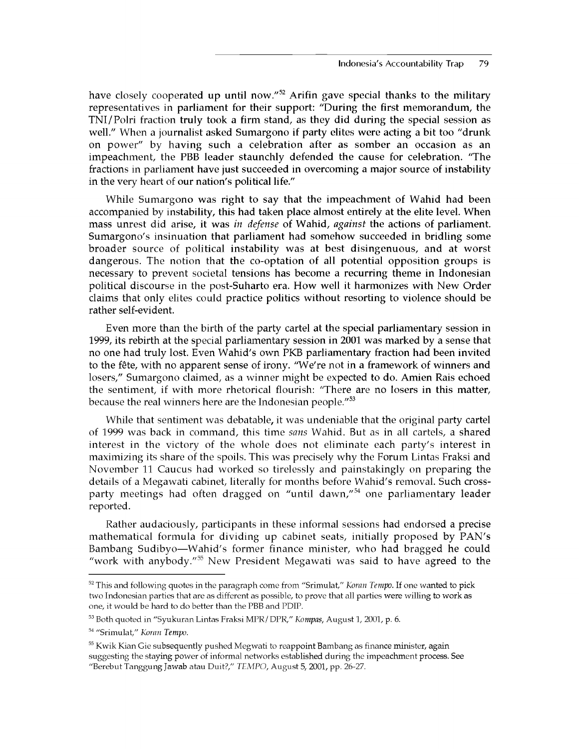have closely cooperated up until now."[52] Arifin gave special thanks to the military representatives in parliament for their support: "During the first memorandum, the TNI/Polri fraction truly took a firm stand, as they did during the special session as well." When a journalist asked Sumargono if party elites were acting a bit too "drunk on power" by having such a celebration after as somber an occasion as an impeachment, the PBB leader staunchly defended the cause for celebration. "The fractions in parliament have just succeeded in overcoming a major source of instability in the very heart of our nation's political life."

While Sumargono was right to say that the impeachment of Wahid had been accompanied by instability, this had taken place almost entirely at the elite level. When mass unrest did arise, it was *in defense* of Wahid, *against* the actions of parliament. Sumargono's insinuation that parliament had somehow succeeded in bridling some broader source of political instability was at best disingenuous, and at worst dangerous. The notion that the co-optation of all potential opposition groups is necessary to prevent societal tensions has become a recurring theme in Indonesian political discourse in the post-Suharto era. How well it harmonizes with New Order claims that only elites could practice politics without resorting to violence should be rather self-evident.

Even more than the birth of the party cartel at the special parliamentary session in 1999, its rebirth at the special parliamentary session in 2001 was marked by a sense that no one had truly lost. Even Wahid's own PKB parliamentary fraction had been invited to the fête, with no apparent sense of irony. "We're not in a framework of winners and losers," Sumargono claimed, as a winner might be expected to do. Amien Rais echoed the sentiment, if with more rhetorical flourish: "There are no losers in this matter, because the real winners here are the Indonesian people."[53]

While that sentiment was debatable, it was undeniable that the original party cartel of 1999 was back in command, this time *sans* Wahid. But as in all cartels, a shared interest in the victory of the whole does not eliminate each party's interest in maximizing its share of the spoils. This was precisely why the Forum Lintas Fraksi and November 11 Caucus had worked so tirelessly and painstakingly on preparing the details of a Megawati cabinet, literally for months before Wahid's removal. Such cross-party meetings had often dragged on "until dawn,"[54] one parliamentary leader reported.

Rather audaciously, participants in these informal sessions had endorsed a precise mathematical formula for dividing up cabinet seats, initially proposed by PAN's Bambang Sudibyo—Wahid's former finance minister, who had bragged he could "work with anybody."[55] New President Megawati was said to have agreed to the

---

[52] This and following quotes in the paragraph come from "Srimulat," *Koran Tempo*. If one wanted to pick two Indonesian parties that are as different as possible, to prove that all parties were willing to work as one, it would be hard to do better than the PBB and PDIP.

[53] Both quoted in "Syukuran Lintas Fraksi MPR/DPR," *Kompas*, August 1, 2001, p. 6.

[54] "Srimulat," *Koran Tempo*.

[55] Kwik Kian Gie subsequently pushed Megwati to reappoint Bambang as finance minister, again suggesting the staying power of informal networks established during the impeachment process. See "Berebut Tanggung Jawab atau Duit?," *TEMPO*, August 5, 2001, pp. 26-27.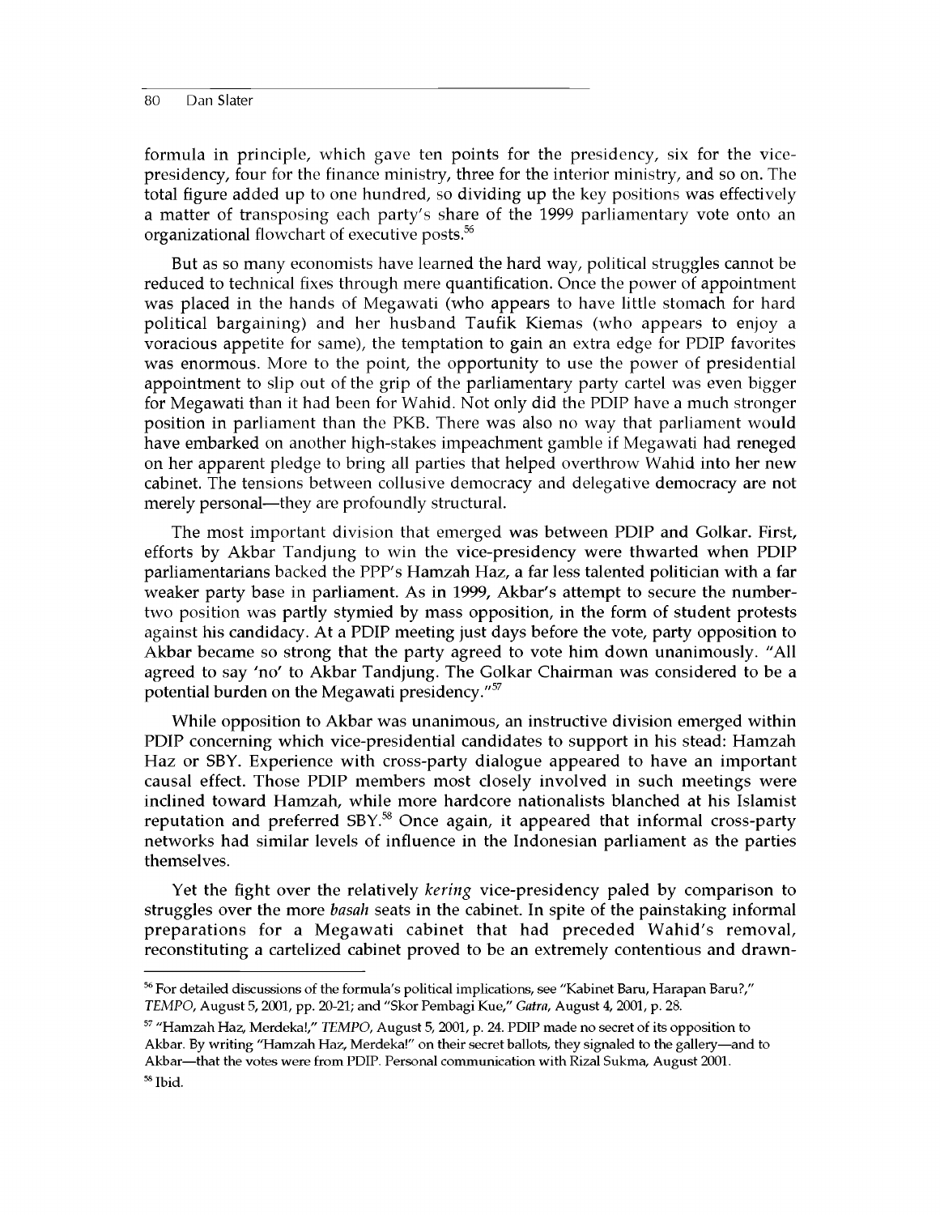formula in principle, which gave ten points for the presidency, six for the vice-presidency, four for the finance ministry, three for the interior ministry, and so on. The total figure added up to one hundred, so dividing up the key positions was effectively a matter of transposing each party's share of the 1999 parliamentary vote onto an organizational flowchart of executive posts.[56]

But as so many economists have learned the hard way, political struggles cannot be reduced to technical fixes through mere quantification. Once the power of appointment was placed in the hands of Megawati (who appears to have little stomach for hard political bargaining) and her husband Taufik Kiemas (who appears to enjoy a voracious appetite for same), the temptation to gain an extra edge for PDIP favorites was enormous. More to the point, the opportunity to use the power of presidential appointment to slip out of the grip of the parliamentary party cartel was even bigger for Megawati than it had been for Wahid. Not only did the PDIP have a much stronger position in parliament than the PKB. There was also no way that parliament would have embarked on another high-stakes impeachment gamble if Megawati had reneged on her apparent pledge to bring all parties that helped overthrow Wahid into her new cabinet. The tensions between collusive democracy and delegative democracy are not merely personal—they are profoundly structural.

The most important division that emerged was between PDIP and Golkar. First, efforts by Akbar Tandjung to win the vice-presidency were thwarted when PDIP parliamentarians backed the PPP's Hamzah Haz, a far less talented politician with a far weaker party base in parliament. As in 1999, Akbar's attempt to secure the number-two position was partly stymied by mass opposition, in the form of student protests against his candidacy. At a PDIP meeting just days before the vote, party opposition to Akbar became so strong that the party agreed to vote him down unanimously. "All agreed to say 'no' to Akbar Tandjung. The Golkar Chairman was considered to be a potential burden on the Megawati presidency."[57]

While opposition to Akbar was unanimous, an instructive division emerged within PDIP concerning which vice-presidential candidates to support in his stead: Hamzah Haz or SBY. Experience with cross-party dialogue appeared to have an important causal effect. Those PDIP members most closely involved in such meetings were inclined toward Hamzah, while more hardcore nationalists blanched at his Islamist reputation and preferred SBY.[58] Once again, it appeared that informal cross-party networks had similar levels of influence in the Indonesian parliament as the parties themselves.

Yet the fight over the relatively *kering* vice-presidency paled by comparison to struggles over the more *basah* seats in the cabinet. In spite of the painstaking informal preparations for a Megawati cabinet that had preceded Wahid's removal, reconstituting a cartelized cabinet proved to be an extremely contentious and drawn-

---

[56] For detailed discussions of the formula's political implications, see "Kabinet Baru, Harapan Baru?," *TEMPO*, August 5, 2001, pp. 20-21; and "Skor Pembagi Kue," *Gatra*, August 4, 2001, p. 28.

[57] "Hamzah Haz, Merdeka!," *TEMPO*, August 5, 2001, p. 24. PDIP made no secret of its opposition to Akbar. By writing "Hamzah Haz, Merdeka!" on their secret ballots, they signaled to the gallery—and to Akbar—that the votes were from PDIP. Personal communication with Rizal Sukma, August 2001.

[58] Ibid.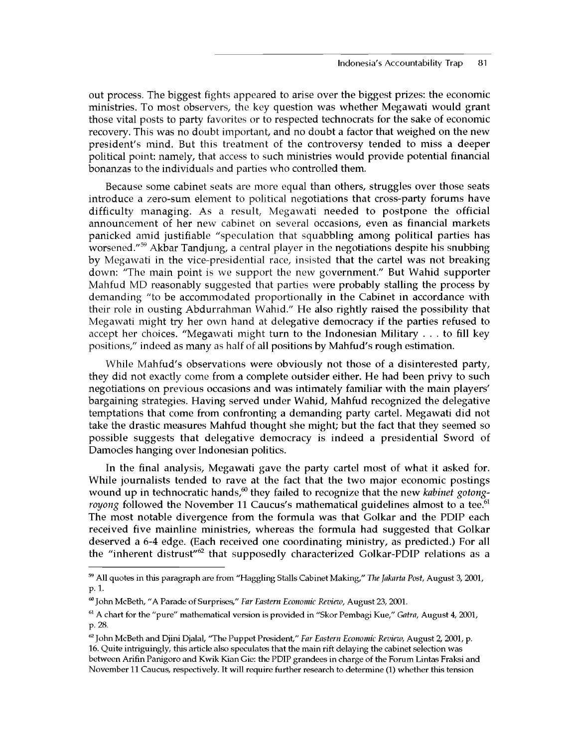out process. The biggest fights appeared to arise over the biggest prizes: the economic ministries. To most observers, the key question was whether Megawati would grant those vital posts to party favorites or to respected technocrats for the sake of economic recovery. This was no doubt important, and no doubt a factor that weighed on the new president's mind. But this treatment of the controversy tended to miss a deeper political point: namely, that access to such ministries would provide potential financial bonanzas to the individuals and parties who controlled them.

Because some cabinet seats are more equal than others, struggles over those seats introduce a zero-sum element to political negotiations that cross-party forums have difficulty managing. As a result, Megawati needed to postpone the official announcement of her new cabinet on several occasions, even as financial markets panicked amid justifiable "speculation that squabbling among political parties has worsened."[59] Akbar Tandjung, a central player in the negotiations despite his snubbing by Megawati in the vice-presidential race, insisted that the cartel was not breaking down: "The main point is we support the new government." But Wahid supporter Mahfud MD reasonably suggested that parties were probably stalling the process by demanding "to be accommodated proportionally in the Cabinet in accordance with their role in ousting Abdurrahman Wahid." He also rightly raised the possibility that Megawati might try her own hand at delegative democracy if the parties refused to accept her choices. "Megawati might turn to the Indonesian Military . . . to fill key positions," indeed as many as half of all positions by Mahfud's rough estimation.

While Mahfud's observations were obviously not those of a disinterested party, they did not exactly come from a complete outsider either. He had been privy to such negotiations on previous occasions and was intimately familiar with the main players' bargaining strategies. Having served under Wahid, Mahfud recognized the delegative temptations that come from confronting a demanding party cartel. Megawati did not take the drastic measures Mahfud thought she might; but the fact that they seemed so possible suggests that delegative democracy is indeed a presidential Sword of Damocles hanging over Indonesian politics.

In the final analysis, Megawati gave the party cartel most of what it asked for. While journalists tended to rave at the fact that the two major economic postings wound up in technocratic hands,[60] they failed to recognize that the new *kabinet gotong-royong* followed the November 11 Caucus's mathematical guidelines almost to a tee.[61] The most notable divergence from the formula was that Golkar and the PDIP each received five mainline ministries, whereas the formula had suggested that Golkar deserved a 6-4 edge. (Each received one coordinating ministry, as predicted.) For all the "inherent distrust"[62] that supposedly characterized Golkar-PDIP relations as a

---

[59] All quotes in this paragraph are from "Haggling Stalls Cabinet Making," *The Jakarta Post*, August 3, 2001, p. 1.

[60] John McBeth, "A Parade of Surprises," *Far Eastern Economic Review*, August 23, 2001.

[61] A chart for the "pure" mathematical version is provided in "Skor Pembagi Kue," *Gatra*, August 4, 2001, p. 28.

[62] John McBeth and Djini Djalal, "The Puppet President," *Far Eastern Economic Review*, August 2, 2001, p. 16. Quite intriguingly, this article also speculates that the main rift delaying the cabinet selection was between Arifin Panigoro and Kwik Kian Gie: the PDIP grandees in charge of the Forum Lintas Fraksi and November 11 Caucus, respectively. It will require further research to determine (1) whether this tension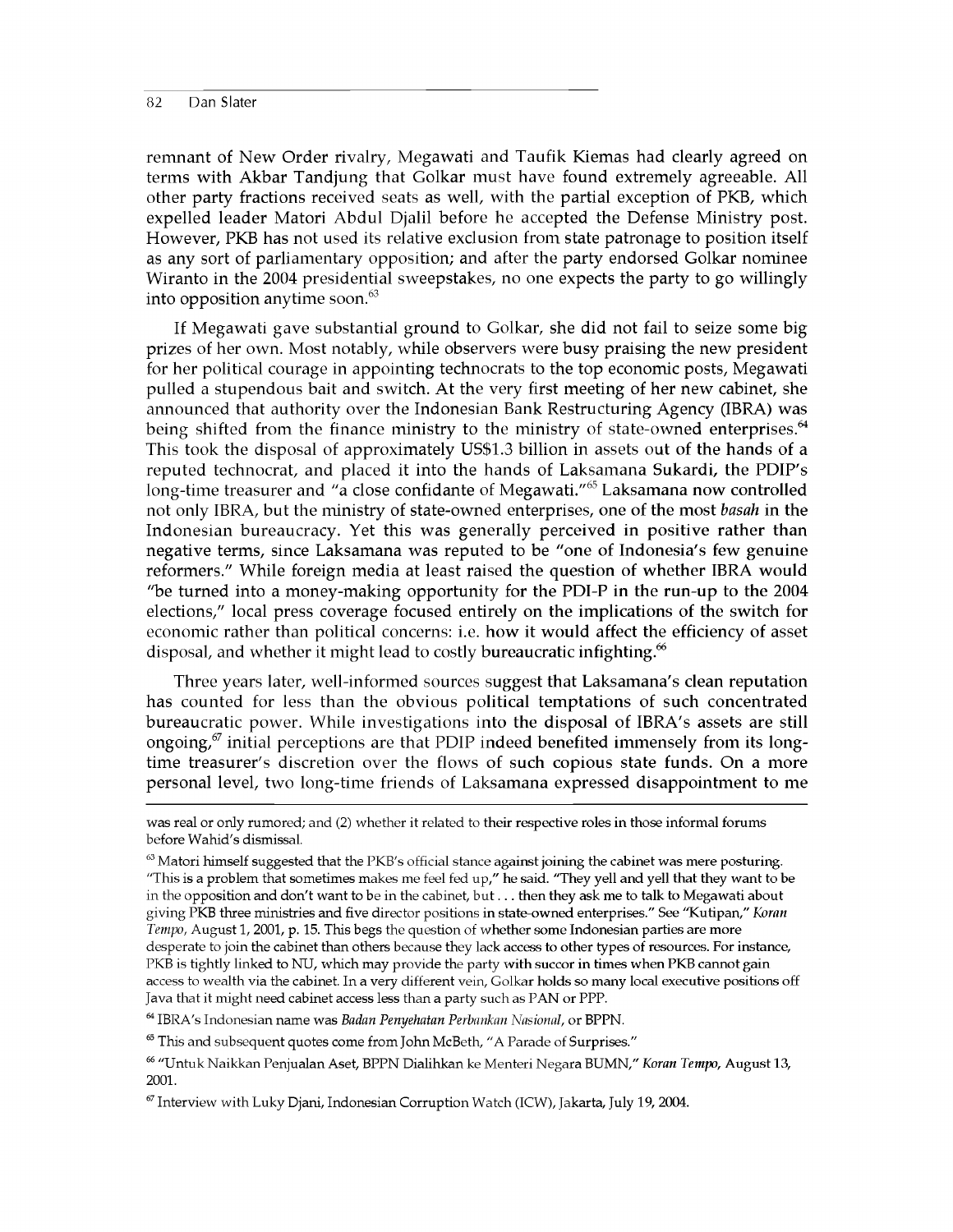remnant of New Order rivalry, Megawati and Taufik Kiemas had clearly agreed on terms with Akbar Tandjung that Golkar must have found extremely agreeable. All other party fractions received seats as well, with the partial exception of PKB, which expelled leader Matori Abdul Djalil before he accepted the Defense Ministry post. However, PKB has not used its relative exclusion from state patronage to position itself as any sort of parliamentary opposition; and after the party endorsed Golkar nominee Wiranto in the 2004 presidential sweepstakes, no one expects the party to go willingly into opposition anytime soon.[63]

If Megawati gave substantial ground to Golkar, she did not fail to seize some big prizes of her own. Most notably, while observers were busy praising the new president for her political courage in appointing technocrats to the top economic posts, Megawati pulled a stupendous bait and switch. At the very first meeting of her new cabinet, she announced that authority over the Indonesian Bank Restructuring Agency (IBRA) was being shifted from the finance ministry to the ministry of state-owned enterprises.[64] This took the disposal of approximately US$1.3 billion in assets out of the hands of a reputed technocrat, and placed it into the hands of Laksamana Sukardi, the PDIP's long-time treasurer and "a close confidante of Megawati."[65] Laksamana now controlled not only IBRA, but the ministry of state-owned enterprises, one of the most *basah* in the Indonesian bureaucracy. Yet this was generally perceived in positive rather than negative terms, since Laksamana was reputed to be "one of Indonesia's few genuine reformers." While foreign media at least raised the question of whether IBRA would "be turned into a money-making opportunity for the PDI-P in the run-up to the 2004 elections," local press coverage focused entirely on the implications of the switch for economic rather than political concerns: i.e. how it would affect the efficiency of asset disposal, and whether it might lead to costly bureaucratic infighting.[66]

Three years later, well-informed sources suggest that Laksamana's clean reputation has counted for less than the obvious political temptations of such concentrated bureaucratic power. While investigations into the disposal of IBRA's assets are still ongoing,[67] initial perceptions are that PDIP indeed benefited immensely from its long-time treasurer's discretion over the flows of such copious state funds. On a more personal level, two long-time friends of Laksamana expressed disappointment to me

---

was real or only rumored; and (2) whether it related to their respective roles in those informal forums before Wahid's dismissal.

[63] Matori himself suggested that the PKB's official stance against joining the cabinet was mere posturing. "This is a problem that sometimes makes me feel fed up," he said. "They yell and yell that they want to be in the opposition and don't want to be in the cabinet, but . . . then they ask me to talk to Megawati about giving PKB three ministries and five director positions in state-owned enterprises." See "Kutipan," *Koran Tempo*, August 1, 2001, p. 15. This begs the question of whether some Indonesian parties are more desperate to join the cabinet than others because they lack access to other types of resources. For instance, PKB is tightly linked to NU, which may provide the party with succor in times when PKB cannot gain access to wealth via the cabinet. In a very different vein, Golkar holds so many local executive positions off Java that it might need cabinet access less than a party such as PAN or PPP.

[64] IBRA's Indonesian name was *Badan Penyehatan Perbankan Nasional*, or BPPN.

[65] This and subsequent quotes come from John McBeth, "A Parade of Surprises."

[66] "Untuk Naikkan Penjualan Aset, BPPN Dialihkan ke Menteri Negara BUMN," *Koran Tempo*, August 13, 2001.

[67] Interview with Luky Djani, Indonesian Corruption Watch (ICW), Jakarta, July 19, 2004.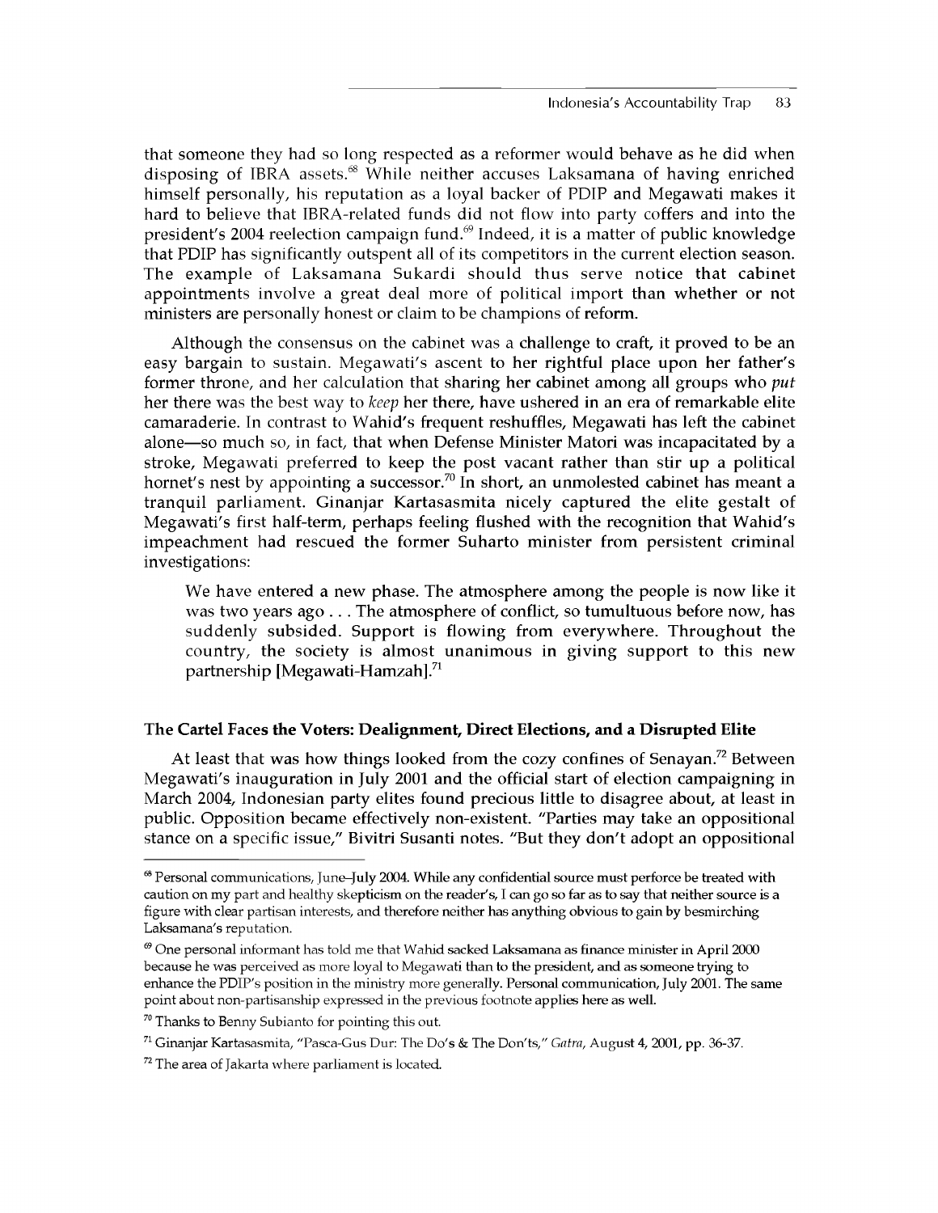that someone they had so long respected as a reformer would behave as he did when disposing of IBRA assets.[68] While neither accuses Laksamana of having enriched himself personally, his reputation as a loyal backer of PDIP and Megawati makes it hard to believe that IBRA-related funds did not flow into party coffers and into the president's 2004 reelection campaign fund.[69] Indeed, it is a matter of public knowledge that PDIP has significantly outspent all of its competitors in the current election season. The example of Laksamana Sukardi should thus serve notice that cabinet appointments involve a great deal more of political import than whether or not ministers are personally honest or claim to be champions of reform.

Although the consensus on the cabinet was a challenge to craft, it proved to be an easy bargain to sustain. Megawati's ascent to her rightful place upon her father's former throne, and her calculation that sharing her cabinet among all groups who *put* her there was the best way to *keep* her there, have ushered in an era of remarkable elite camaraderie. In contrast to Wahid's frequent reshuffles, Megawati has left the cabinet alone—so much so, in fact, that when Defense Minister Matori was incapacitated by a stroke, Megawati preferred to keep the post vacant rather than stir up a political hornet's nest by appointing a successor.[70] In short, an unmolested cabinet has meant a tranquil parliament. Ginanjar Kartasasmita nicely captured the elite gestalt of Megawati's first half-term, perhaps feeling flushed with the recognition that Wahid's impeachment had rescued the former Suharto minister from persistent criminal investigations:

> We have entered a new phase. The atmosphere among the people is now like it was two years ago . . . The atmosphere of conflict, so tumultuous before now, has suddenly subsided. Support is flowing from everywhere. Throughout the country, the society is almost unanimous in giving support to this new partnership [Megawati-Hamzah].[71]

### The Cartel Faces the Voters: Dealignment, Direct Elections, and a Disrupted Elite

At least that was how things looked from the cozy confines of Senayan.[72] Between Megawati's inauguration in July 2001 and the official start of election campaigning in March 2004, Indonesian party elites found precious little to disagree about, at least in public. Opposition became effectively non-existent. "Parties may take an oppositional stance on a specific issue," Bivitri Susanti notes. "But they don't adopt an oppositional

---

[68] Personal communications, June–July 2004. While any confidential source must perforce be treated with caution on my part and healthy skepticism on the reader's, I can go so far as to say that neither source is a figure with clear partisan interests, and therefore neither has anything obvious to gain by besmirching Laksamana's reputation.

[69] One personal informant has told me that Wahid sacked Laksamana as finance minister in April 2000 because he was perceived as more loyal to Megawati than to the president, and as someone trying to enhance the PDIP's position in the ministry more generally. Personal communication, July 2001. The same point about non-partisanship expressed in the previous footnote applies here as well.

[70] Thanks to Benny Subianto for pointing this out.

[71] Ginanjar Kartasasmita, "Pasca-Gus Dur: The Do's & The Don'ts," *Gatra*, August 4, 2001, pp. 36-37.

[72] The area of Jakarta where parliament is located.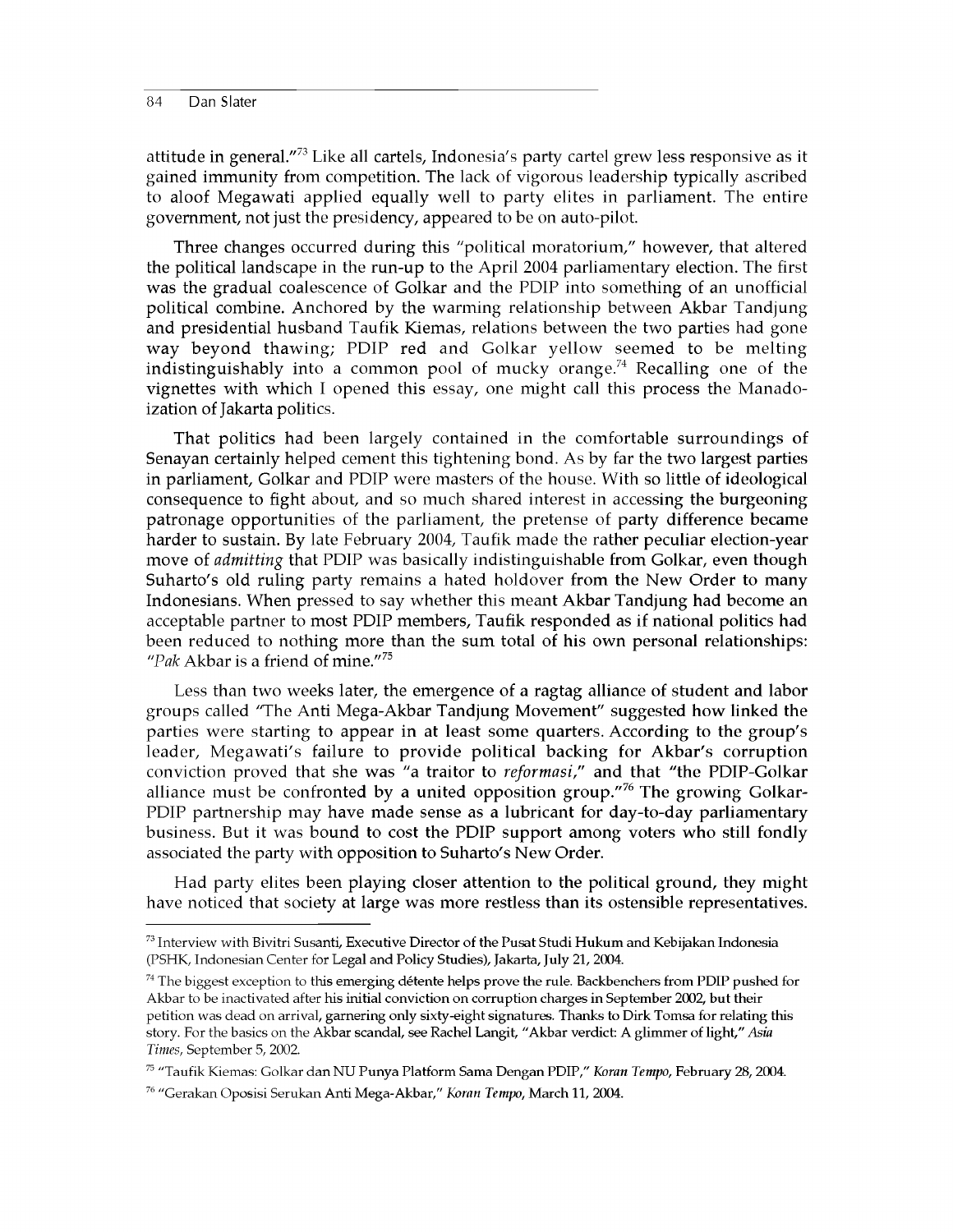attitude in general."[73] Like all cartels, Indonesia's party cartel grew less responsive as it gained immunity from competition. The lack of vigorous leadership typically ascribed to aloof Megawati applied equally well to party elites in parliament. The entire government, not just the presidency, appeared to be on auto-pilot.

Three changes occurred during this "political moratorium," however, that altered the political landscape in the run-up to the April 2004 parliamentary election. The first was the gradual coalescence of Golkar and the PDIP into something of an unofficial political combine. Anchored by the warming relationship between Akbar Tandjung and presidential husband Taufik Kiemas, relations between the two parties had gone way beyond thawing; PDIP red and Golkar yellow seemed to be melting indistinguishably into a common pool of mucky orange.[74] Recalling one of the vignettes with which I opened this essay, one might call this process the Manado-ization of Jakarta politics.

That politics had been largely contained in the comfortable surroundings of Senayan certainly helped cement this tightening bond. As by far the two largest parties in parliament, Golkar and PDIP were masters of the house. With so little of ideological consequence to fight about, and so much shared interest in accessing the burgeoning patronage opportunities of the parliament, the pretense of party difference became harder to sustain. By late February 2004, Taufik made the rather peculiar election-year move of *admitting* that PDIP was basically indistinguishable from Golkar, even though Suharto's old ruling party remains a hated holdover from the New Order to many Indonesians. When pressed to say whether this meant Akbar Tandjung had become an acceptable partner to most PDIP members, Taufik responded as if national politics had been reduced to nothing more than the sum total of his own personal relationships: "*Pak* Akbar is a friend of mine."[75]

Less than two weeks later, the emergence of a ragtag alliance of student and labor groups called "The Anti Mega-Akbar Tandjung Movement" suggested how linked the parties were starting to appear in at least some quarters. According to the group's leader, Megawati's failure to provide political backing for Akbar's corruption conviction proved that she was "a traitor to *reformasi*," and that "the PDIP-Golkar alliance must be confronted by a united opposition group."[76] The growing Golkar-PDIP partnership may have made sense as a lubricant for day-to-day parliamentary business. But it was bound to cost the PDIP support among voters who still fondly associated the party with opposition to Suharto's New Order.

Had party elites been playing closer attention to the political ground, they might have noticed that society at large was more restless than its ostensible representatives.

---

[73] Interview with Bivitri Susanti, Executive Director of the Pusat Studi Hukum and Kebijakan Indonesia (PSHK, Indonesian Center for Legal and Policy Studies), Jakarta, July 21, 2004.

[74] The biggest exception to this emerging détente helps prove the rule. Backbenchers from PDIP pushed for Akbar to be inactivated after his initial conviction on corruption charges in September 2002, but their petition was dead on arrival, garnering only sixty-eight signatures. Thanks to Dirk Tomsa for relating this story. For the basics on the Akbar scandal, see Rachel Langit, "Akbar verdict: A glimmer of light," *Asia Times*, September 5, 2002.

[75] "Taufik Kiemas: Golkar dan NU Punya Platform Sama Dengan PDIP," *Koran Tempo*, February 28, 2004.

[76] "Gerakan Oposisi Serukan Anti Mega-Akbar," *Koran Tempo*, March 11, 2004.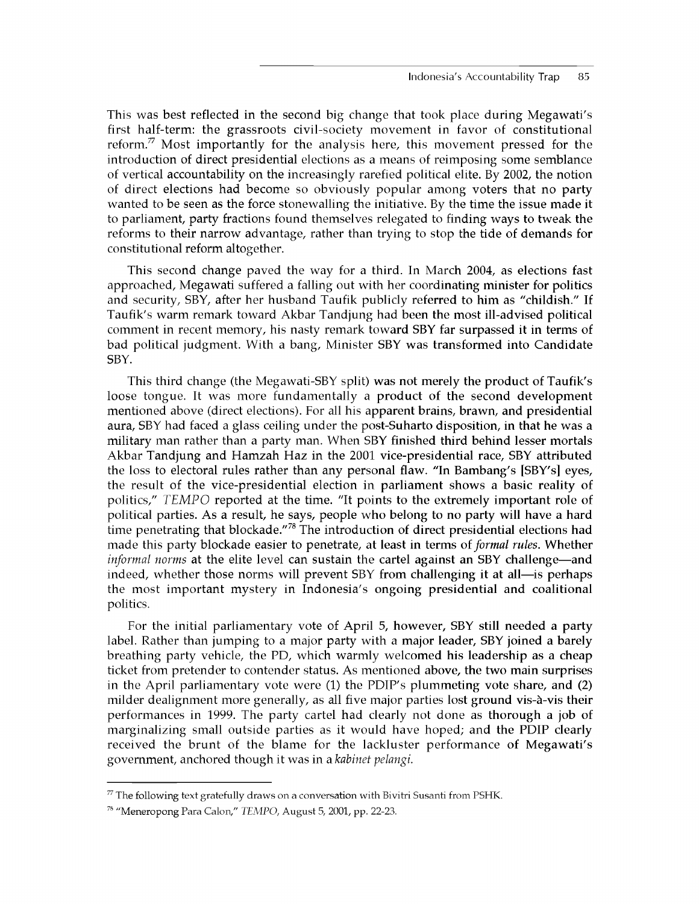This was best reflected in the second big change that took place during Megawati's first half-term: the grassroots civil-society movement in favor of constitutional reform.[77] Most importantly for the analysis here, this movement pressed for the introduction of direct presidential elections as a means of reimposing some semblance of vertical accountability on the increasingly rarefied political elite. By 2002, the notion of direct elections had become so obviously popular among voters that no party wanted to be seen as the force stonewalling the initiative. By the time the issue made it to parliament, party fractions found themselves relegated to finding ways to tweak the reforms to their narrow advantage, rather than trying to stop the tide of demands for constitutional reform altogether.

This second change paved the way for a third. In March 2004, as elections fast approached, Megawati suffered a falling out with her coordinating minister for politics and security, SBY, after her husband Taufik publicly referred to him as "childish." If Taufik's warm remark toward Akbar Tandjung had been the most ill-advised political comment in recent memory, his nasty remark toward SBY far surpassed it in terms of bad political judgment. With a bang, Minister SBY was transformed into Candidate SBY.

This third change (the Megawati-SBY split) was not merely the product of Taufik's loose tongue. It was more fundamentally a product of the second development mentioned above (direct elections). For all his apparent brains, brawn, and presidential aura, SBY had faced a glass ceiling under the post-Suharto disposition, in that he was a military man rather than a party man. When SBY finished third behind lesser mortals Akbar Tandjung and Hamzah Haz in the 2001 vice-presidential race, SBY attributed the loss to electoral rules rather than any personal flaw. "In Bambang's [SBY's] eyes, the result of the vice-presidential election in parliament shows a basic reality of politics," *TEMPO* reported at the time. "It points to the extremely important role of political parties. As a result, he says, people who belong to no party will have a hard time penetrating that blockade."[78] The introduction of direct presidential elections had made this party blockade easier to penetrate, at least in terms of *formal rules*. Whether *informal norms* at the elite level can sustain the cartel against an SBY challenge—and indeed, whether those norms will prevent SBY from challenging it at all—is perhaps the most important mystery in Indonesia's ongoing presidential and coalitional politics.

For the initial parliamentary vote of April 5, however, SBY still needed a party label. Rather than jumping to a major party with a major leader, SBY joined a barely breathing party vehicle, the PD, which warmly welcomed his leadership as a cheap ticket from pretender to contender status. As mentioned above, the two main surprises in the April parliamentary vote were (1) the PDIP's plummeting vote share, and (2) milder dealignment more generally, as all five major parties lost ground vis-à-vis their performances in 1999. The party cartel had clearly not done as thorough a job of marginalizing small outside parties as it would have hoped; and the PDIP clearly received the brunt of the blame for the lackluster performance of Megawati's government, anchored though it was in a *kabinet pelangi*.

---

[77] The following text gratefully draws on a conversation with Bivitri Susanti from PSHK.

[78] "Meneropong Para Calon," *TEMPO*, August 5, 2001, pp. 22-23.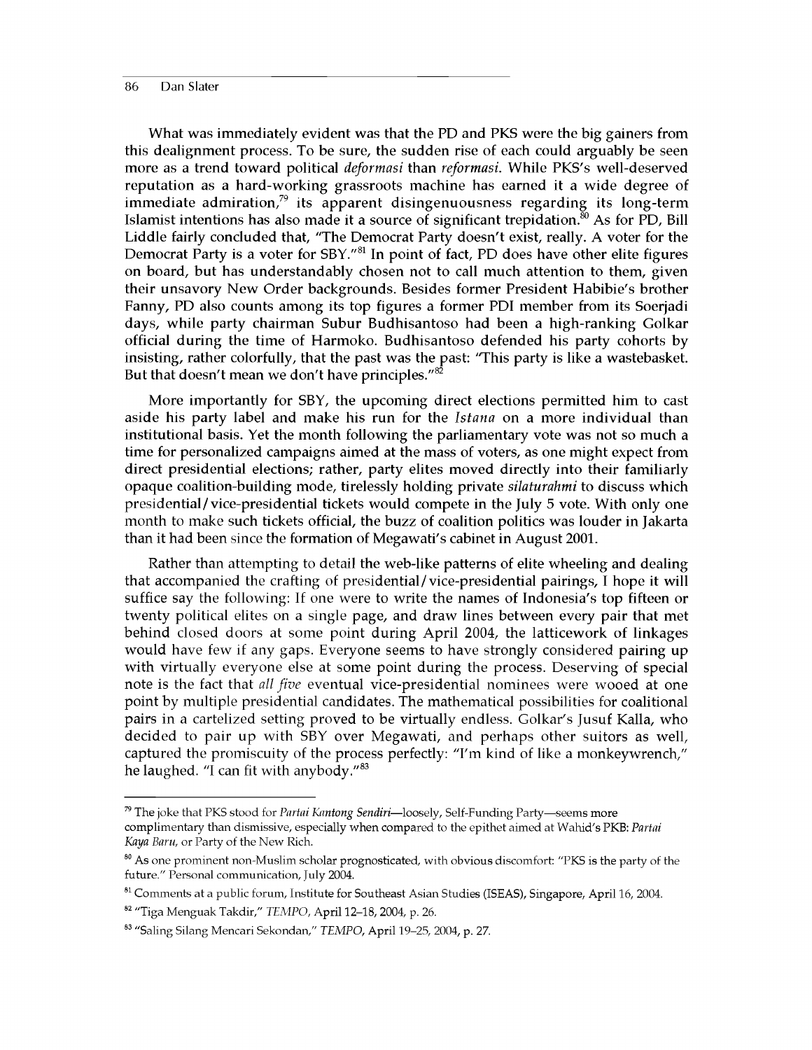What was immediately evident was that the PD and PKS were the big gainers from this dealignment process. To be sure, the sudden rise of each could arguably be seen more as a trend toward political *deformasi* than *reformasi*. While PKS's well-deserved reputation as a hard-working grassroots machine has earned it a wide degree of immediate admiration,[79] its apparent disingenuousness regarding its long-term Islamist intentions has also made it a source of significant trepidation.[80] As for PD, Bill Liddle fairly concluded that, "The Democrat Party doesn't exist, really. A voter for the Democrat Party is a voter for SBY."[81] In point of fact, PD does have other elite figures on board, but has understandably chosen not to call much attention to them, given their unsavory New Order backgrounds. Besides former President Habibie's brother Fanny, PD also counts among its top figures a former PDI member from its Soerjadi days, while party chairman Subur Budhisantoso had been a high-ranking Golkar official during the time of Harmoko. Budhisantoso defended his party cohorts by insisting, rather colorfully, that the past was the past: "This party is like a wastebasket. But that doesn't mean we don't have principles."[82]

More importantly for SBY, the upcoming direct elections permitted him to cast aside his party label and make his run for the *Istana* on a more individual than institutional basis. Yet the month following the parliamentary vote was not so much a time for personalized campaigns aimed at the mass of voters, as one might expect from direct presidential elections; rather, party elites moved directly into their familiarly opaque coalition-building mode, tirelessly holding private *silaturahmi* to discuss which presidential/vice-presidential tickets would compete in the July 5 vote. With only one month to make such tickets official, the buzz of coalition politics was louder in Jakarta than it had been since the formation of Megawati's cabinet in August 2001.

Rather than attempting to detail the web-like patterns of elite wheeling and dealing that accompanied the crafting of presidential/vice-presidential pairings, I hope it will suffice say the following: If one were to write the names of Indonesia's top fifteen or twenty political elites on a single page, and draw lines between every pair that met behind closed doors at some point during April 2004, the latticework of linkages would have few if any gaps. Everyone seems to have strongly considered pairing up with virtually everyone else at some point during the process. Deserving of special note is the fact that *all five* eventual vice-presidential nominees were wooed at one point by multiple presidential candidates. The mathematical possibilities for coalitional pairs in a cartelized setting proved to be virtually endless. Golkar's Jusuf Kalla, who decided to pair up with SBY over Megawati, and perhaps other suitors as well, captured the promiscuity of the process perfectly: "I'm kind of like a monkeywrench," he laughed. "I can fit with anybody."[83]

---

[79] The joke that PKS stood for *Partai Kantong Sendiri*—loosely, Self-Funding Party—seems more complimentary than dismissive, especially when compared to the epithet aimed at Wahid's PKB: *Partai Kaya Baru*, or Party of the New Rich.

[80] As one prominent non-Muslim scholar prognosticated, with obvious discomfort: "PKS is the party of the future." Personal communication, July 2004.

[81] Comments at a public forum, Institute for Southeast Asian Studies (ISEAS), Singapore, April 16, 2004.

[82] "Tiga Menguak Takdir," *TEMPO*, April 12–18, 2004, p. 26.

[83] "Saling Silang Mencari Sekondan," *TEMPO*, April 19–25, 2004, p. 27.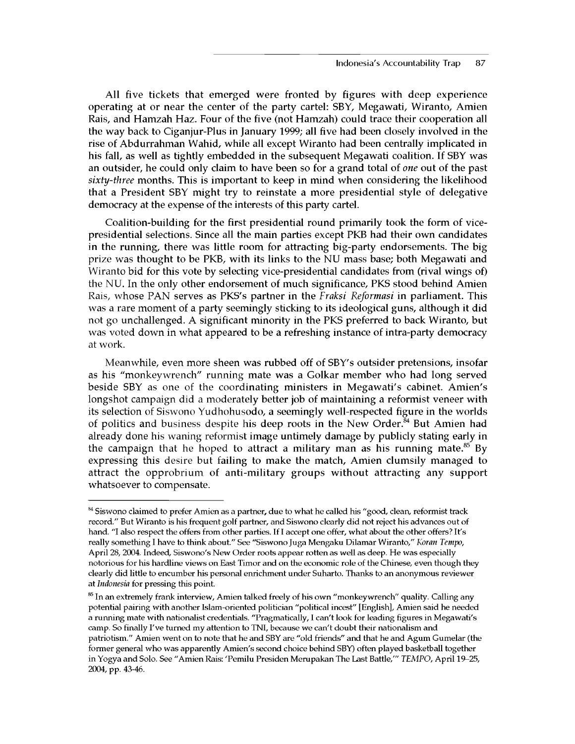All five tickets that emerged were fronted by figures with deep experience operating at or near the center of the party cartel: SBY, Megawati, Wiranto, Amien Rais, and Hamzah Haz. Four of the five (not Hamzah) could trace their cooperation all the way back to Ciganjur-Plus in January 1999; all five had been closely involved in the rise of Abdurrahman Wahid, while all except Wiranto had been centrally implicated in his fall, as well as tightly embedded in the subsequent Megawati coalition. If SBY was an outsider, he could only claim to have been so for a grand total of *one* out of the past *sixty-three* months. This is important to keep in mind when considering the likelihood that a President SBY might try to reinstate a more presidential style of delegative democracy at the expense of the interests of this party cartel.

Coalition-building for the first presidential round primarily took the form of vice-presidential selections. Since all the main parties except PKB had their own candidates in the running, there was little room for attracting big-party endorsements. The big prize was thought to be PKB, with its links to the NU mass base; both Megawati and Wiranto bid for this vote by selecting vice-presidential candidates from (rival wings of) the NU. In the only other endorsement of much significance, PKS stood behind Amien Rais, whose PAN serves as PKS's partner in the *Fraksi Reformasi* in parliament. This was a rare moment of a party seemingly sticking to its ideological guns, although it did not go unchallenged. A significant minority in the PKS preferred to back Wiranto, but was voted down in what appeared to be a refreshing instance of intra-party democracy at work.

Meanwhile, even more sheen was rubbed off of SBY's outsider pretensions, insofar as his "monkeywrench" running mate was a Golkar member who had long served beside SBY as one of the coordinating ministers in Megawati's cabinet. Amien's longshot campaign did a moderately better job of maintaining a reformist veneer with its selection of Siswono Yudhohusodo, a seemingly well-respected figure in the worlds of politics and business despite his deep roots in the New Order.[84] But Amien had already done his waning reformist image untimely damage by publicly stating early in the campaign that he hoped to attract a military man as his running mate.[85] By expressing this desire but failing to make the match, Amien clumsily managed to attract the opprobrium of anti-military groups without attracting any support whatsoever to compensate.

---

[84] Siswono claimed to prefer Amien as a partner, due to what he called his "good, clean, reformist track record." But Wiranto is his frequent golf partner, and Siswono clearly did not reject his advances out of hand. "I also respect the offers from other parties. If I accept one offer, what about the other offers? It's really something I have to think about." See "Siswono Juga Mengaku Dilamar Wiranto," *Koran Tempo*, April 28, 2004. Indeed, Siswono's New Order roots appear rotten as well as deep. He was especially notorious for his hardline views on East Timor and on the economic role of the Chinese, even though they clearly did little to encumber his personal enrichment under Suharto. Thanks to an anonymous reviewer at *Indonesia* for pressing this point.

[85] In an extremely frank interview, Amien talked freely of his own "monkeywrench" quality. Calling any potential pairing with another Islam-oriented politician "political incest" [English], Amien said he needed a running mate with nationalist credentials. "Pragmatically, I can't look for leading figures in Megawati's camp. So finally I've turned my attention to TNI, because we can't doubt their nationalism and patriotism." Amien went on to note that he and SBY are "old friends" and that he and Agum Gumelar (the former general who was apparently Amien's second choice behind SBY) often played basketball together in Yogya and Solo. See "Amien Rais: 'Pemilu Presiden Merupakan The Last Battle,'" *TEMPO*, April 19–25, 2004, pp. 43-46.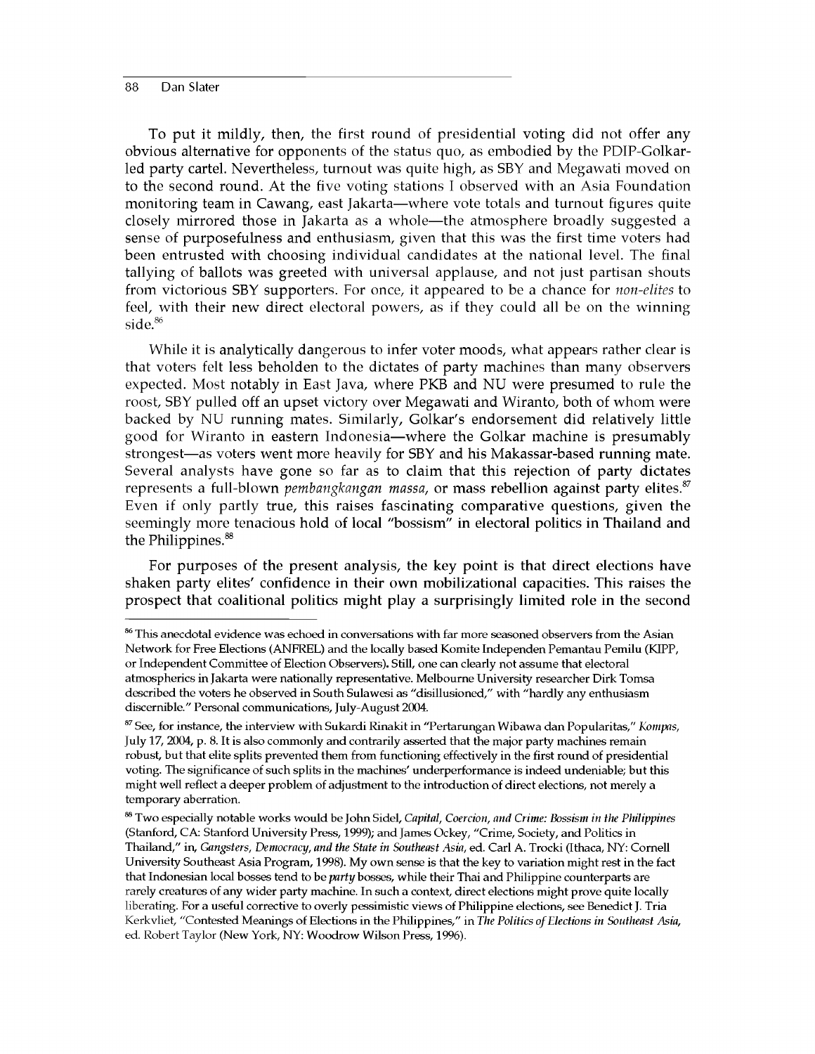To put it mildly, then, the first round of presidential voting did not offer any obvious alternative for opponents of the status quo, as embodied by the PDIP-Golkar-led party cartel. Nevertheless, turnout was quite high, as SBY and Megawati moved on to the second round. At the five voting stations I observed with an Asia Foundation monitoring team in Cawang, east Jakarta—where vote totals and turnout figures quite closely mirrored those in Jakarta as a whole—the atmosphere broadly suggested a sense of purposefulness and enthusiasm, given that this was the first time voters had been entrusted with choosing individual candidates at the national level. The final tallying of ballots was greeted with universal applause, and not just partisan shouts from victorious SBY supporters. For once, it appeared to be a chance for *non-elites* to feel, with their new direct electoral powers, as if they could all be on the winning side.[86]

While it is analytically dangerous to infer voter moods, what appears rather clear is that voters felt less beholden to the dictates of party machines than many observers expected. Most notably in East Java, where PKB and NU were presumed to rule the roost, SBY pulled off an upset victory over Megawati and Wiranto, both of whom were backed by NU running mates. Similarly, Golkar's endorsement did relatively little good for Wiranto in eastern Indonesia—where the Golkar machine is presumably strongest—as voters went more heavily for SBY and his Makassar-based running mate. Several analysts have gone so far as to claim that this rejection of party dictates represents a full-blown *pembangkangan massa*, or mass rebellion against party elites.[87] Even if only partly true, this raises fascinating comparative questions, given the seemingly more tenacious hold of local "bossism" in electoral politics in Thailand and the Philippines.[88]

For purposes of the present analysis, the key point is that direct elections have shaken party elites' confidence in their own mobilizational capacities. This raises the prospect that coalitional politics might play a surprisingly limited role in the second

---

[86] This anecdotal evidence was echoed in conversations with far more seasoned observers from the Asian Network for Free Elections (ANFREL) and the locally based Komite Independen Pemantau Pemilu (KIPP, or Independent Committee of Election Observers). Still, one can clearly not assume that electoral atmospherics in Jakarta were nationally representative. Melbourne University researcher Dirk Tomsa described the voters he observed in South Sulawesi as "disillusioned," with "hardly any enthusiasm discernible." Personal communications, July-August 2004.

[87] See, for instance, the interview with Sukardi Rinakit in "Pertarungan Wibawa dan Popularitas," *Kompas*, July 17, 2004, p. 8. It is also commonly and contrarily asserted that the major party machines remain robust, but that elite splits prevented them from functioning effectively in the first round of presidential voting. The significance of such splits in the machines' underperformance is indeed undeniable; but this might well reflect a deeper problem of adjustment to the introduction of direct elections, not merely a temporary aberration.

[88] Two especially notable works would be John Sidel, *Capital, Coercion, and Crime: Bossism in the Philippines* (Stanford, CA: Stanford University Press, 1999); and James Ockey, "Crime, Society, and Politics in Thailand," in, *Gangsters, Democracy, and the State in Southeast Asia*, ed. Carl A. Trocki (Ithaca, NY: Cornell University Southeast Asia Program, 1998). My own sense is that the key to variation might rest in the fact that Indonesian local bosses tend to be *party* bosses, while their Thai and Philippine counterparts are rarely creatures of any wider party machine. In such a context, direct elections might prove quite locally liberating. For a useful corrective to overly pessimistic views of Philippine elections, see Benedict J. Tria Kerkvliet, "Contested Meanings of Elections in the Philippines," in *The Politics of Elections in Southeast Asia*, ed. Robert Taylor (New York, NY: Woodrow Wilson Press, 1996).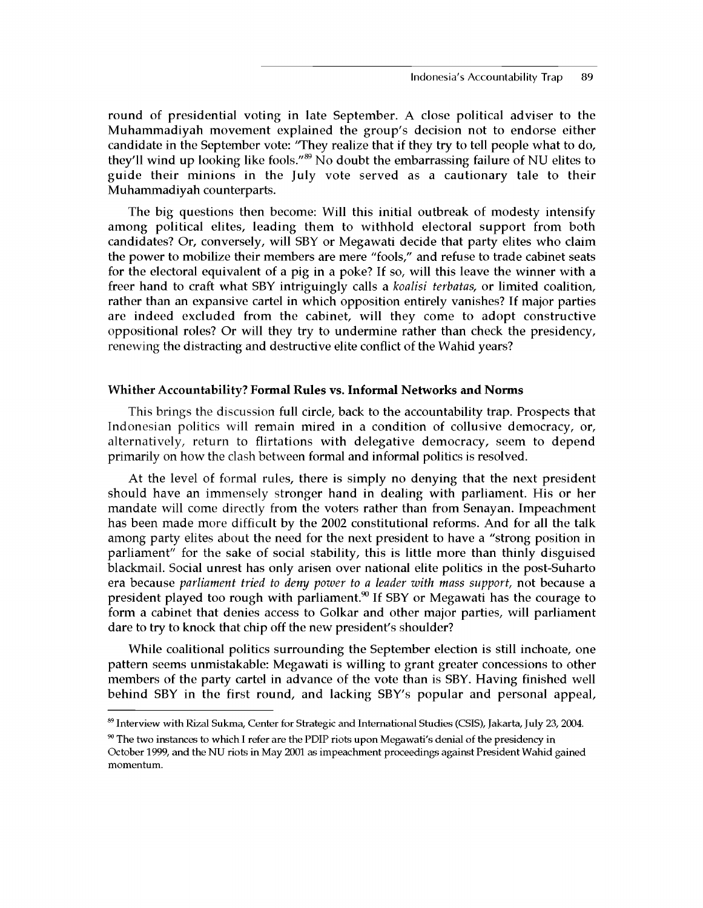round of presidential voting in late September. A close political adviser to the Muhammadiyah movement explained the group's decision not to endorse either candidate in the September vote: "They realize that if they try to tell people what to do, they'll wind up looking like fools."[89] No doubt the embarrassing failure of NU elites to guide their minions in the July vote served as a cautionary tale to their Muhammadiyah counterparts.

The big questions then become: Will this initial outbreak of modesty intensify among political elites, leading them to withhold electoral support from both candidates? Or, conversely, will SBY or Megawati decide that party elites who claim the power to mobilize their members are mere "fools," and refuse to trade cabinet seats for the electoral equivalent of a pig in a poke? If so, will this leave the winner with a freer hand to craft what SBY intriguingly calls a *koalisi terbatas*, or limited coalition, rather than an expansive cartel in which opposition entirely vanishes? If major parties are indeed excluded from the cabinet, will they come to adopt constructive oppositional roles? Or will they try to undermine rather than check the presidency, renewing the distracting and destructive elite conflict of the Wahid years?

### Whither Accountability? Formal Rules vs. Informal Networks and Norms

This brings the discussion full circle, back to the accountability trap. Prospects that Indonesian politics will remain mired in a condition of collusive democracy, or, alternatively, return to flirtations with delegative democracy, seem to depend primarily on how the clash between formal and informal politics is resolved.

At the level of formal rules, there is simply no denying that the next president should have an immensely stronger hand in dealing with parliament. His or her mandate will come directly from the voters rather than from Senayan. Impeachment has been made more difficult by the 2002 constitutional reforms. And for all the talk among party elites about the need for the next president to have a "strong position in parliament" for the sake of social stability, this is little more than thinly disguised blackmail. Social unrest has only arisen over national elite politics in the post-Suharto era because *parliament tried to deny power to a leader with mass support*, not because a president played too rough with parliament.[90] If SBY or Megawati has the courage to form a cabinet that denies access to Golkar and other major parties, will parliament dare to try to knock that chip off the new president's shoulder?

While coalitional politics surrounding the September election is still inchoate, one pattern seems unmistakable: Megawati is willing to grant greater concessions to other members of the party cartel in advance of the vote than is SBY. Having finished well behind SBY in the first round, and lacking SBY's popular and personal appeal,

---

[89] Interview with Rizal Sukma, Center for Strategic and International Studies (CSIS), Jakarta, July 23, 2004.

[90] The two instances to which I refer are the PDIP riots upon Megawati's denial of the presidency in October 1999, and the NU riots in May 2001 as impeachment proceedings against President Wahid gained momentum.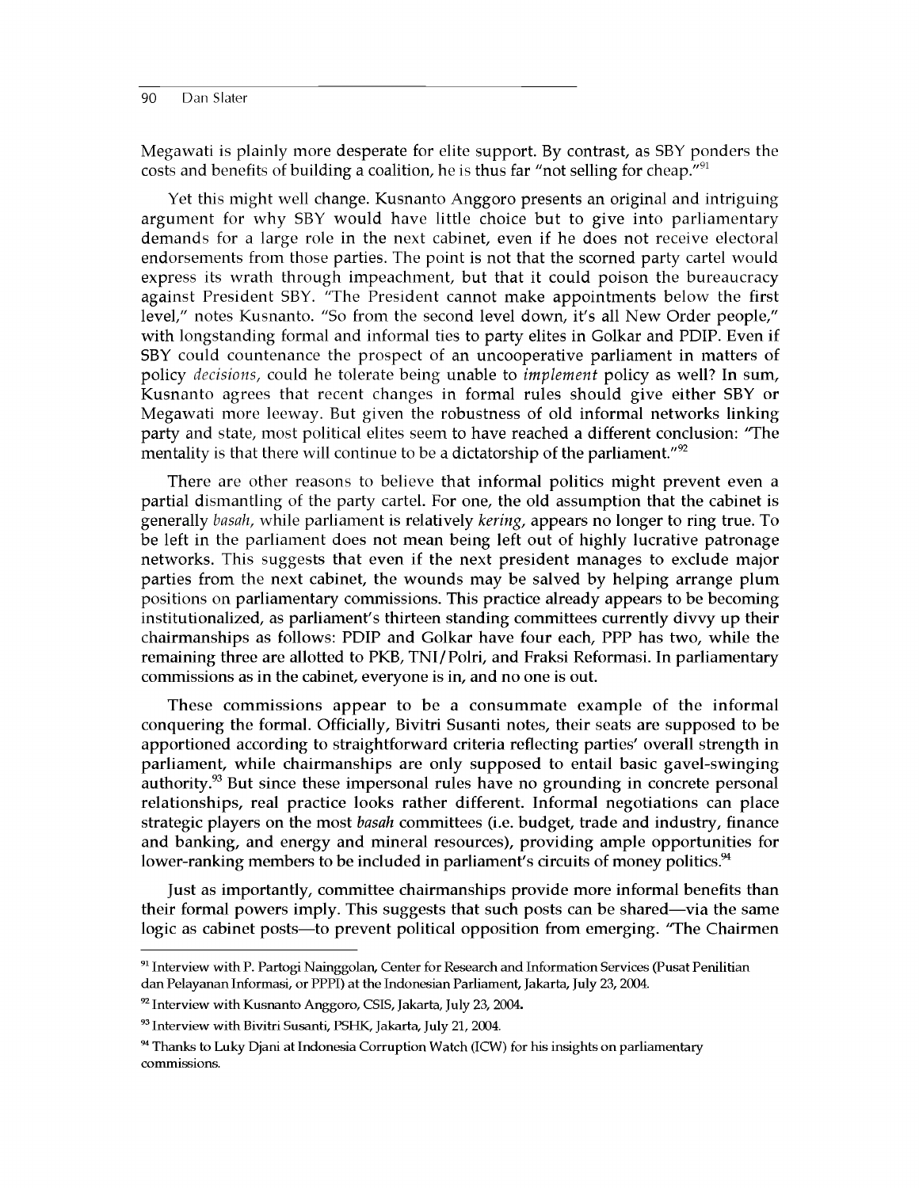Megawati is plainly more desperate for elite support. By contrast, as SBY ponders the costs and benefits of building a coalition, he is thus far "not selling for cheap."[91]

Yet this might well change. Kusnanto Anggoro presents an original and intriguing argument for why SBY would have little choice but to give into parliamentary demands for a large role in the next cabinet, even if he does not receive electoral endorsements from those parties. The point is not that the scorned party cartel would express its wrath through impeachment, but that it could poison the bureaucracy against President SBY. "The President cannot make appointments below the first level," notes Kusnanto. "So from the second level down, it's all New Order people," with longstanding formal and informal ties to party elites in Golkar and PDIP. Even if SBY could countenance the prospect of an uncooperative parliament in matters of policy *decisions*, could he tolerate being unable to *implement* policy as well? In sum, Kusnanto agrees that recent changes in formal rules should give either SBY or Megawati more leeway. But given the robustness of old informal networks linking party and state, most political elites seem to have reached a different conclusion: "The mentality is that there will continue to be a dictatorship of the parliament."[92]

There are other reasons to believe that informal politics might prevent even a partial dismantling of the party cartel. For one, the old assumption that the cabinet is generally *basah*, while parliament is relatively *kering*, appears no longer to ring true. To be left in the parliament does not mean being left out of highly lucrative patronage networks. This suggests that even if the next president manages to exclude major parties from the next cabinet, the wounds may be salved by helping arrange plum positions on parliamentary commissions. This practice already appears to be becoming institutionalized, as parliament's thirteen standing committees currently divvy up their chairmanships as follows: PDIP and Golkar have four each, PPP has two, while the remaining three are allotted to PKB, TNI/Polri, and Fraksi Reformasi. In parliamentary commissions as in the cabinet, everyone is in, and no one is out.

These commissions appear to be a consummate example of the informal conquering the formal. Officially, Bivitri Susanti notes, their seats are supposed to be apportioned according to straightforward criteria reflecting parties' overall strength in parliament, while chairmanships are only supposed to entail basic gavel-swinging authority.[93] But since these impersonal rules have no grounding in concrete personal relationships, real practice looks rather different. Informal negotiations can place strategic players on the most *basah* committees (i.e. budget, trade and industry, finance and banking, and energy and mineral resources), providing ample opportunities for lower-ranking members to be included in parliament's circuits of money politics.[94]

Just as importantly, committee chairmanships provide more informal benefits than their formal powers imply. This suggests that such posts can be shared—via the same logic as cabinet posts—to prevent political opposition from emerging. "The Chairmen

---

[91] Interview with P. Partogi Nainggolan, Center for Research and Information Services (Pusat Penilitian dan Pelayanan Informasi, or PPPI) at the Indonesian Parliament, Jakarta, July 23, 2004.

[92] Interview with Kusnanto Anggoro, CSIS, Jakarta, July 23, 2004.

[93] Interview with Bivitri Susanti, PSHK, Jakarta, July 21, 2004.

[94] Thanks to Luky Djani at Indonesia Corruption Watch (ICW) for his insights on parliamentary commissions.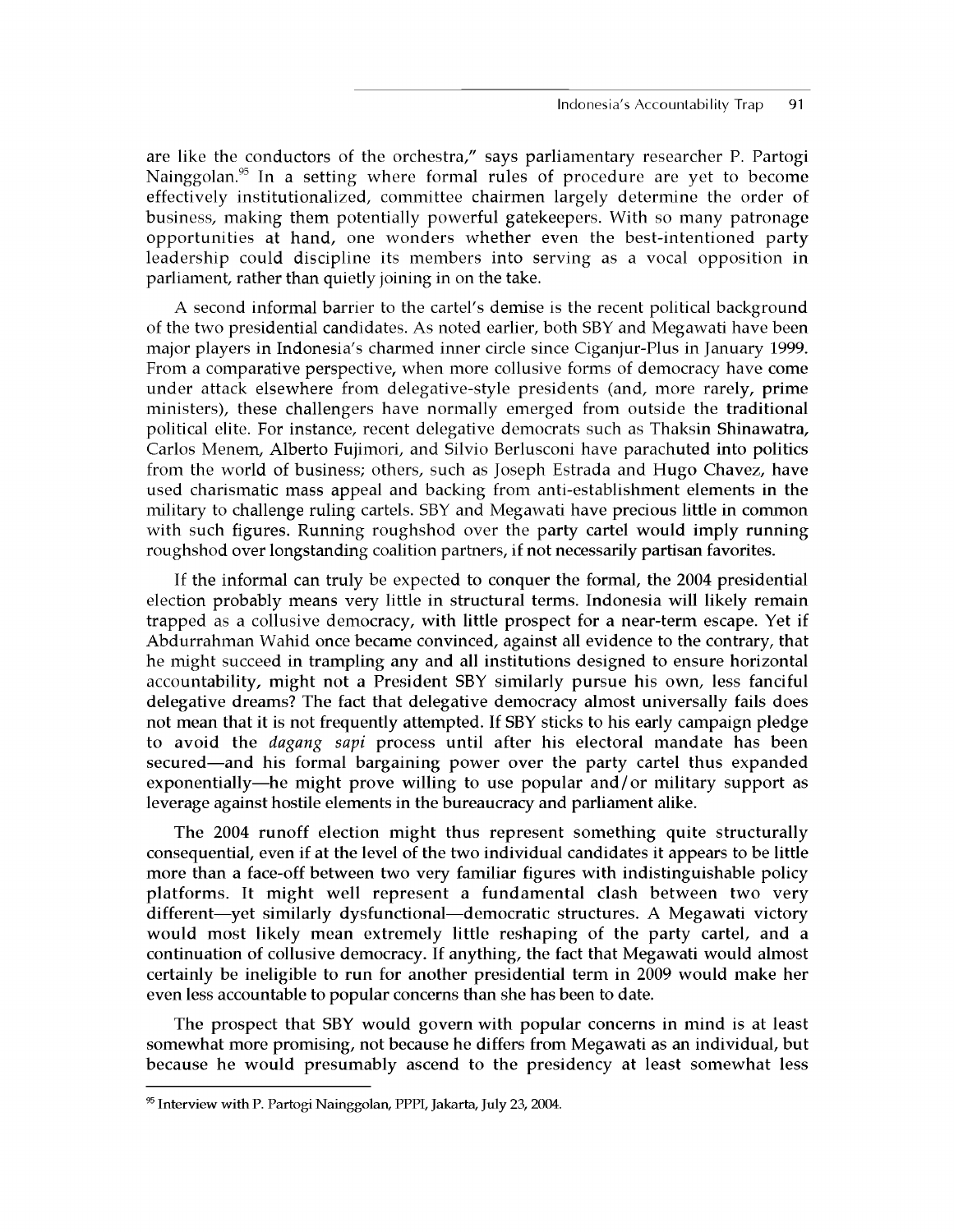are like the conductors of the orchestra," says parliamentary researcher P. Partogi Nainggolan.[95] In a setting where formal rules of procedure are yet to become effectively institutionalized, committee chairmen largely determine the order of business, making them potentially powerful gatekeepers. With so many patronage opportunities at hand, one wonders whether even the best-intentioned party leadership could discipline its members into serving as a vocal opposition in parliament, rather than quietly joining in on the take.

A second informal barrier to the cartel's demise is the recent political background of the two presidential candidates. As noted earlier, both SBY and Megawati have been major players in Indonesia's charmed inner circle since Ciganjur-Plus in January 1999. From a comparative perspective, when more collusive forms of democracy have come under attack elsewhere from delegative-style presidents (and, more rarely, prime ministers), these challengers have normally emerged from outside the traditional political elite. For instance, recent delegative democrats such as Thaksin Shinawatra, Carlos Menem, Alberto Fujimori, and Silvio Berlusconi have parachuted into politics from the world of business; others, such as Joseph Estrada and Hugo Chavez, have used charismatic mass appeal and backing from anti-establishment elements in the military to challenge ruling cartels. SBY and Megawati have precious little in common with such figures. Running roughshod over the party cartel would imply running roughshod over longstanding coalition partners, if not necessarily partisan favorites.

If the informal can truly be expected to conquer the formal, the 2004 presidential election probably means very little in structural terms. Indonesia will likely remain trapped as a collusive democracy, with little prospect for a near-term escape. Yet if Abdurrahman Wahid once became convinced, against all evidence to the contrary, that he might succeed in trampling any and all institutions designed to ensure horizontal accountability, might not a President SBY similarly pursue his own, less fanciful delegative dreams? The fact that delegative democracy almost universally fails does not mean that it is not frequently attempted. If SBY sticks to his early campaign pledge to avoid the *dagang sapi* process until after his electoral mandate has been secured—and his formal bargaining power over the party cartel thus expanded exponentially—he might prove willing to use popular and/or military support as leverage against hostile elements in the bureaucracy and parliament alike.

The 2004 runoff election might thus represent something quite structurally consequential, even if at the level of the two individual candidates it appears to be little more than a face-off between two very familiar figures with indistinguishable policy platforms. It might well represent a fundamental clash between two very different—yet similarly dysfunctional—democratic structures. A Megawati victory would most likely mean extremely little reshaping of the party cartel, and a continuation of collusive democracy. If anything, the fact that Megawati would almost certainly be ineligible to run for another presidential term in 2009 would make her even less accountable to popular concerns than she has been to date.

The prospect that SBY would govern with popular concerns in mind is at least somewhat more promising, not because he differs from Megawati as an individual, but because he would presumably ascend to the presidency at least somewhat less

---

[95] Interview with P. Partogi Nainggolan, PPPI, Jakarta, July 23, 2004.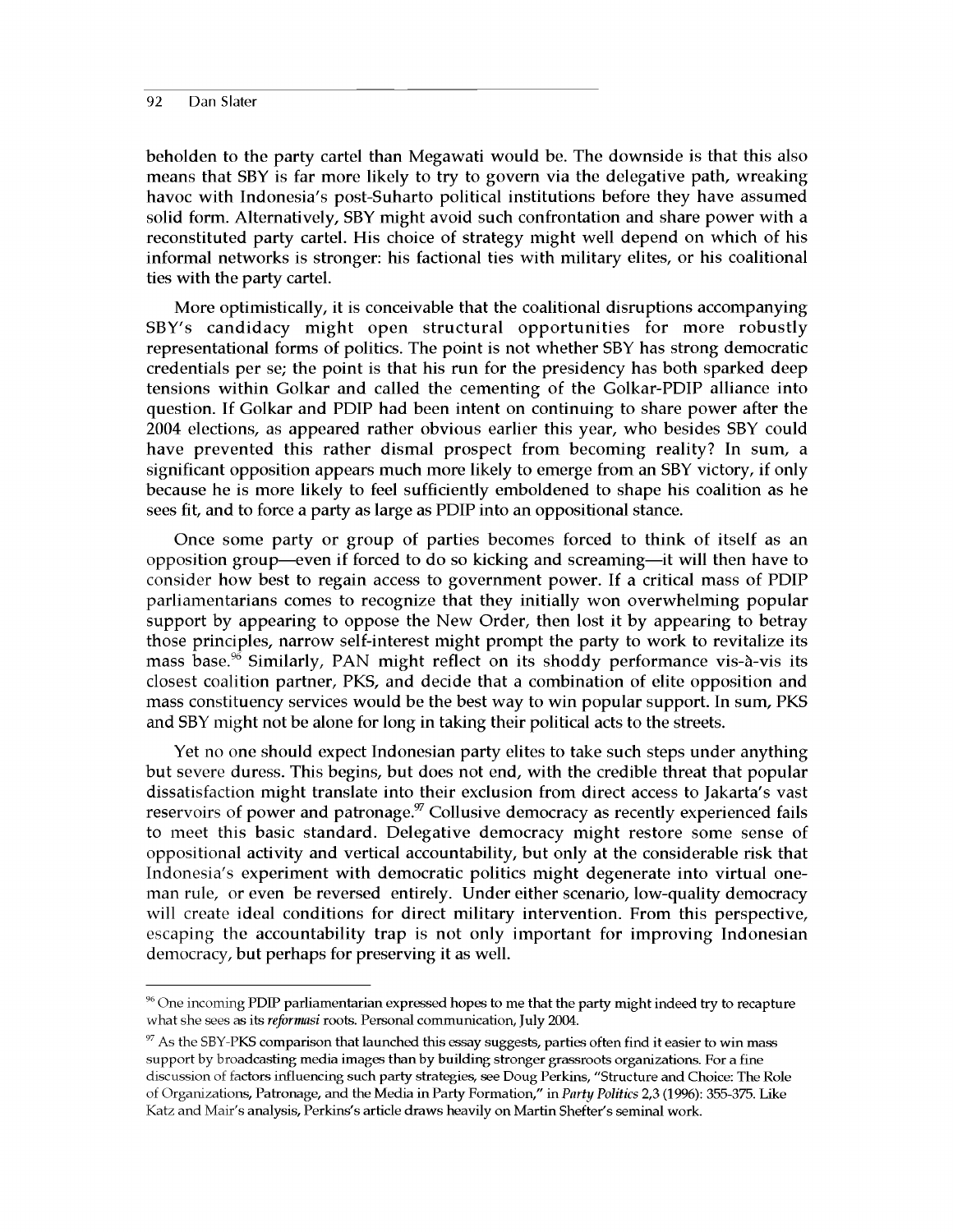beholden to the party cartel than Megawati would be. The downside is that this also means that SBY is far more likely to try to govern via the delegative path, wreaking havoc with Indonesia's post-Suharto political institutions before they have assumed solid form. Alternatively, SBY might avoid such confrontation and share power with a reconstituted party cartel. His choice of strategy might well depend on which of his informal networks is stronger: his factional ties with military elites, or his coalitional ties with the party cartel.

More optimistically, it is conceivable that the coalitional disruptions accompanying SBY's candidacy might open structural opportunities for more robustly representational forms of politics. The point is not whether SBY has strong democratic credentials per se; the point is that his run for the presidency has both sparked deep tensions within Golkar and called the cementing of the Golkar-PDIP alliance into question. If Golkar and PDIP had been intent on continuing to share power after the 2004 elections, as appeared rather obvious earlier this year, who besides SBY could have prevented this rather dismal prospect from becoming reality? In sum, a significant opposition appears much more likely to emerge from an SBY victory, if only because he is more likely to feel sufficiently emboldened to shape his coalition as he sees fit, and to force a party as large as PDIP into an oppositional stance.

Once some party or group of parties becomes forced to think of itself as an opposition group—even if forced to do so kicking and screaming—it will then have to consider how best to regain access to government power. If a critical mass of PDIP parliamentarians comes to recognize that they initially won overwhelming popular support by appearing to oppose the New Order, then lost it by appearing to betray those principles, narrow self-interest might prompt the party to work to revitalize its mass base.[96] Similarly, PAN might reflect on its shoddy performance vis-à-vis its closest coalition partner, PKS, and decide that a combination of elite opposition and mass constituency services would be the best way to win popular support. In sum, PKS and SBY might not be alone for long in taking their political acts to the streets.

Yet no one should expect Indonesian party elites to take such steps under anything but severe duress. This begins, but does not end, with the credible threat that popular dissatisfaction might translate into their exclusion from direct access to Jakarta's vast reservoirs of power and patronage.[97] Collusive democracy as recently experienced fails to meet this basic standard. Delegative democracy might restore some sense of oppositional activity and vertical accountability, but only at the considerable risk that Indonesia's experiment with democratic politics might degenerate into virtual one-man rule, or even be reversed entirely. Under either scenario, low-quality democracy will create ideal conditions for direct military intervention. From this perspective, escaping the accountability trap is not only important for improving Indonesian democracy, but perhaps for preserving it as well.

---

[96] One incoming PDIP parliamentarian expressed hopes to me that the party might indeed try to recapture what she sees as its *reformasi* roots. Personal communication, July 2004.

[97] As the SBY-PKS comparison that launched this essay suggests, parties often find it easier to win mass support by broadcasting media images than by building stronger grassroots organizations. For a fine discussion of factors influencing such party strategies, see Doug Perkins, "Structure and Choice: The Role of Organizations, Patronage, and the Media in Party Formation," in *Party Politics* 2,3 (1996): 355-375. Like Katz and Mair's analysis, Perkins's article draws heavily on Martin Shefter's seminal work.